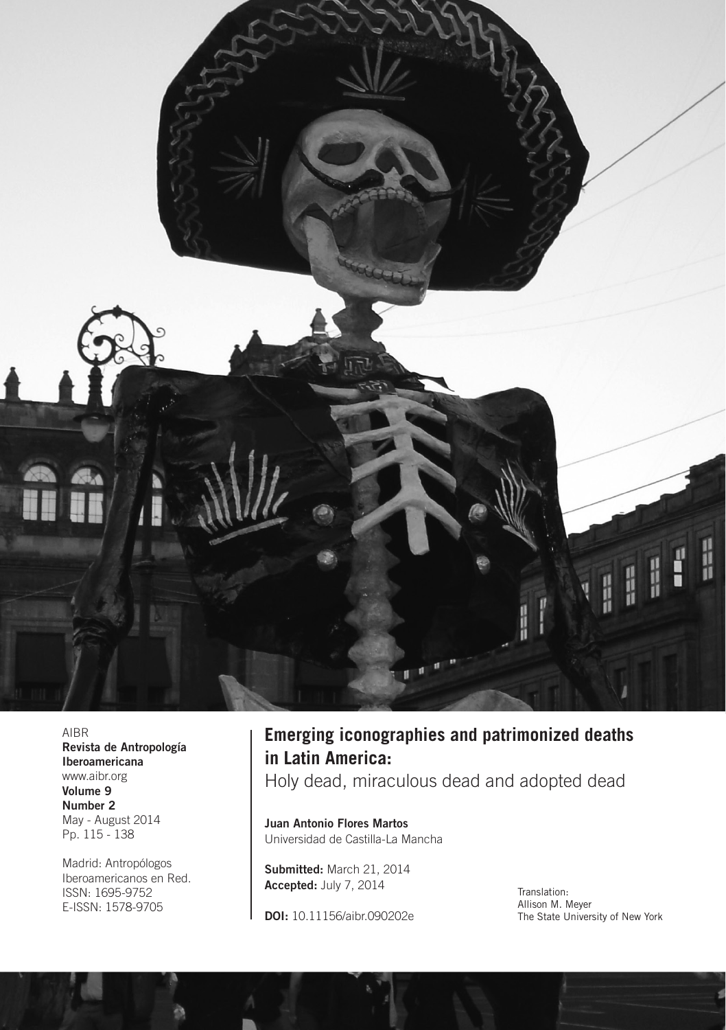AIBR
**Revista de Antropología Iberoamericana**
www.aibr.org
**Volume 9**
**Number 2**
May - August 2014
Pp. 115 - 138

Madrid: Antropólogos Iberoamericanos en Red.
ISSN: 1695-9752
E-ISSN: 1578-9705

# Emerging iconographies and patrimonized deaths in Latin America:

## Holy dead, miraculous dead and adopted dead

**Juan Antonio Flores Martos**
Universidad de Castilla-La Mancha

**Submitted:** March 21, 2014
**Accepted:** July 7, 2014

**DOI:** 10.11156/aibr.090202e

Translation:
Allison M. Meyer
The State University of New York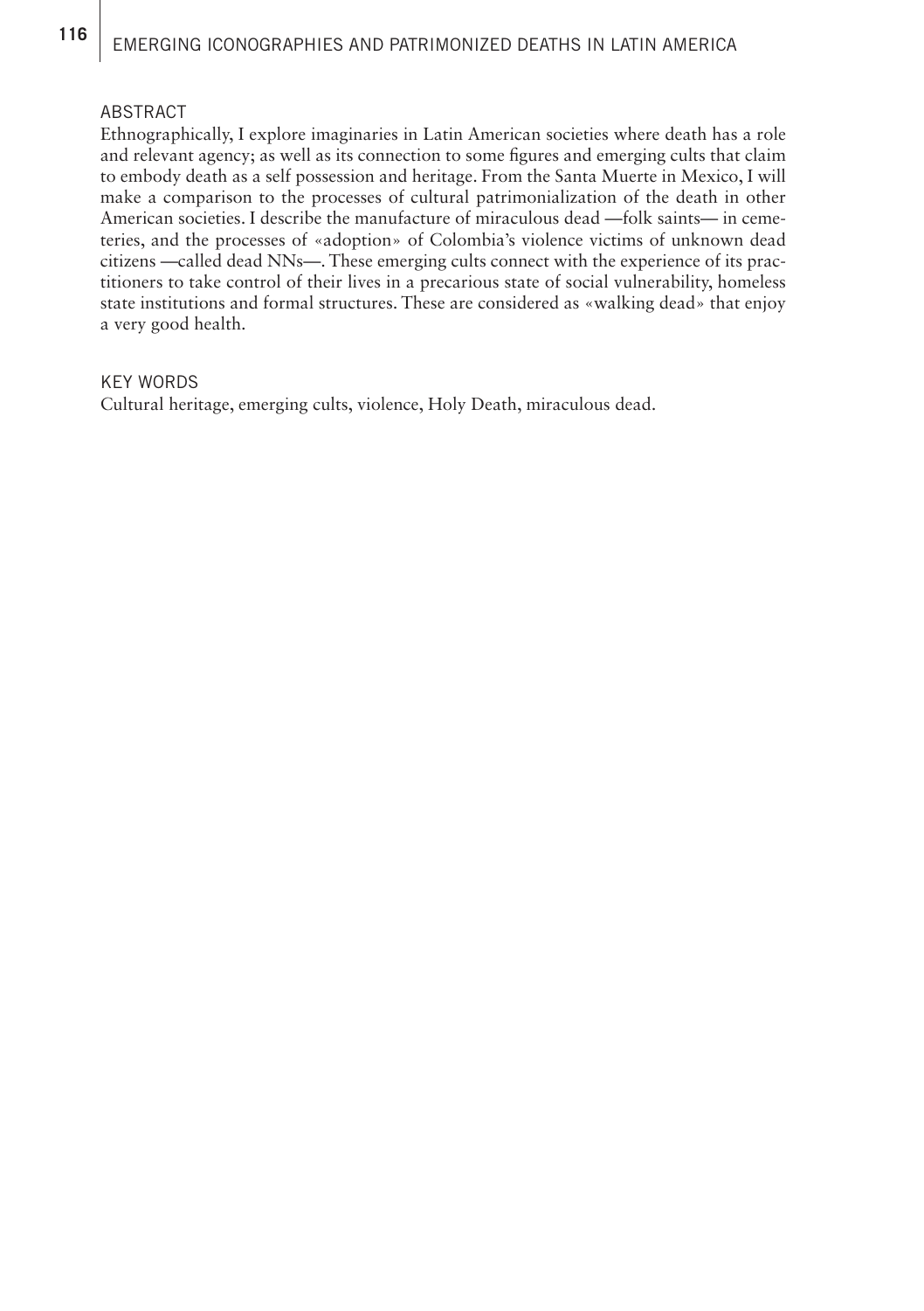## ABSTRACT

Ethnographically, I explore imaginaries in Latin American societies where death has a role and relevant agency; as well as its connection to some figures and emerging cults that claim to embody death as a self possession and heritage. From the Santa Muerte in Mexico, I will make a comparison to the processes of cultural patrimonialization of the death in other American societies. I describe the manufacture of miraculous dead —folk saints— in cemeteries, and the processes of «adoption» of Colombia's violence victims of unknown dead citizens —called dead NNs—. These emerging cults connect with the experience of its practitioners to take control of their lives in a precarious state of social vulnerability, homeless state institutions and formal structures. These are considered as «walking dead» that enjoy a very good health.

## KEY WORDS

Cultural heritage, emerging cults, violence, Holy Death, miraculous dead.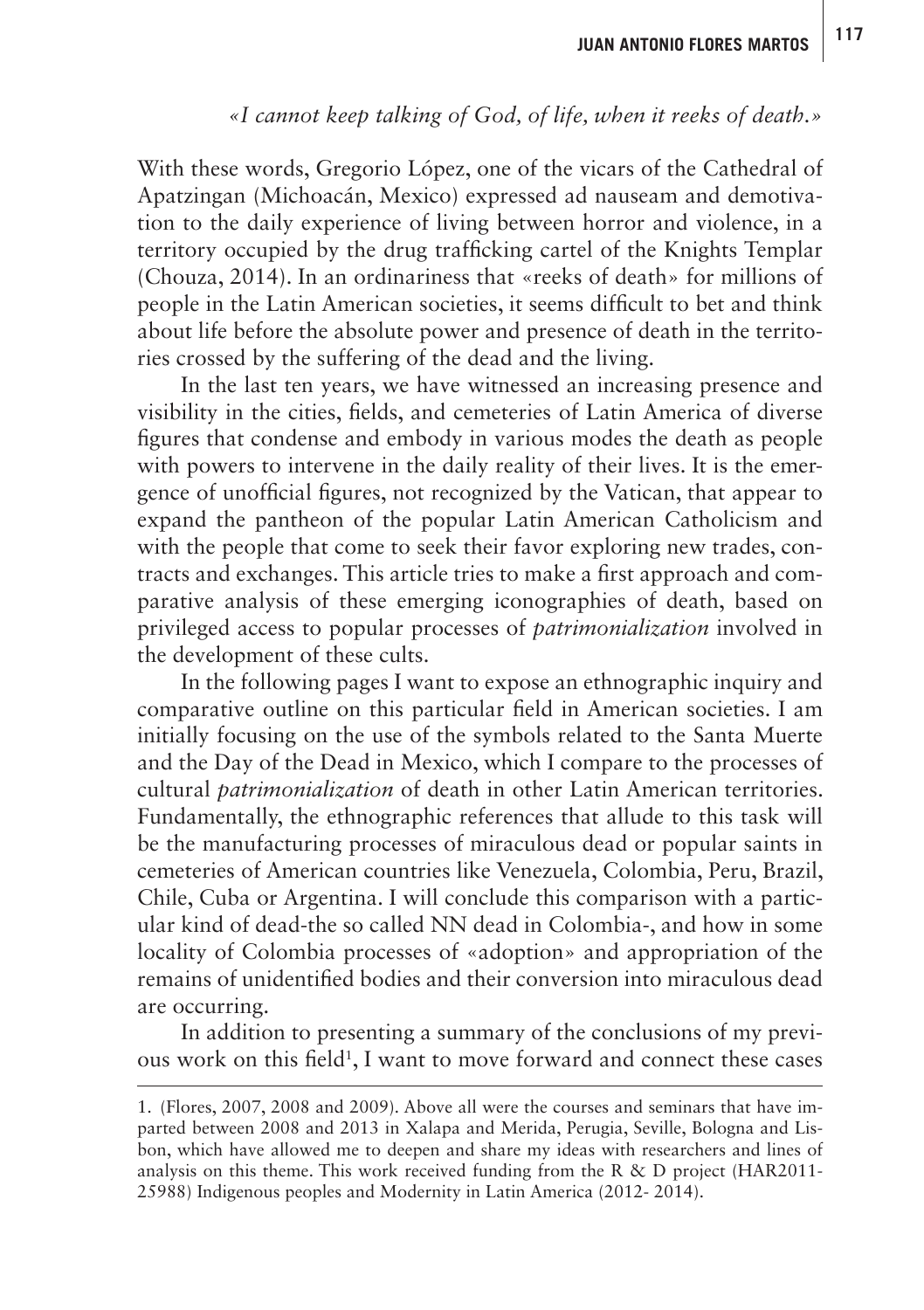*«I cannot keep talking of God, of life, when it reeks of death.»*

With these words, Gregorio López, one of the vicars of the Cathedral of Apatzingan (Michoacán, Mexico) expressed ad nauseam and demotivation to the daily experience of living between horror and violence, in a territory occupied by the drug trafficking cartel of the Knights Templar (Chouza, 2014). In an ordinariness that «reeks of death» for millions of people in the Latin American societies, it seems difficult to bet and think about life before the absolute power and presence of death in the territories crossed by the suffering of the dead and the living.

In the last ten years, we have witnessed an increasing presence and visibility in the cities, fields, and cemeteries of Latin America of diverse figures that condense and embody in various modes the death as people with powers to intervene in the daily reality of their lives. It is the emergence of unofficial figures, not recognized by the Vatican, that appear to expand the pantheon of the popular Latin American Catholicism and with the people that come to seek their favor exploring new trades, contracts and exchanges. This article tries to make a first approach and comparative analysis of these emerging iconographies of death, based on privileged access to popular processes of *patrimonialization* involved in the development of these cults.

In the following pages I want to expose an ethnographic inquiry and comparative outline on this particular field in American societies. I am initially focusing on the use of the symbols related to the Santa Muerte and the Day of the Dead in Mexico, which I compare to the processes of cultural *patrimonialization* of death in other Latin American territories. Fundamentally, the ethnographic references that allude to this task will be the manufacturing processes of miraculous dead or popular saints in cemeteries of American countries like Venezuela, Colombia, Peru, Brazil, Chile, Cuba or Argentina. I will conclude this comparison with a particular kind of dead-the so called NN dead in Colombia-, and how in some locality of Colombia processes of «adoption» and appropriation of the remains of unidentified bodies and their conversion into miraculous dead are occurring.

In addition to presenting a summary of the conclusions of my previous work on this field[1], I want to move forward and connect these cases

1. (Flores, 2007, 2008 and 2009). Above all were the courses and seminars that have imparted between 2008 and 2013 in Xalapa and Merida, Perugia, Seville, Bologna and Lisbon, which have allowed me to deepen and share my ideas with researchers and lines of analysis on this theme. This work received funding from the R & D project (HAR2011-25988) Indigenous peoples and Modernity in Latin America (2012- 2014).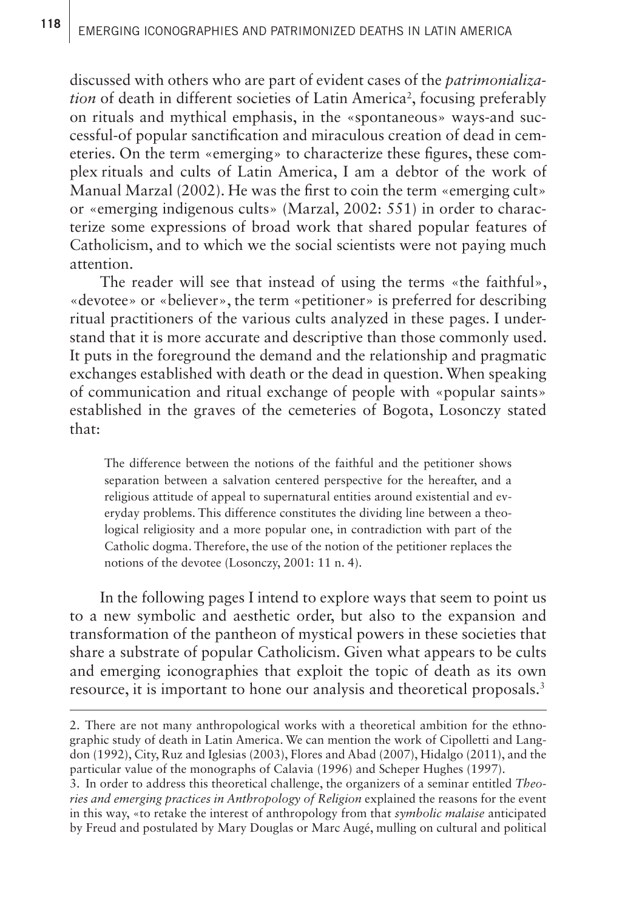discussed with others who are part of evident cases of the *patrimonialization* of death in different societies of Latin America[2], focusing preferably on rituals and mythical emphasis, in the «spontaneous» ways-and successful-of popular sanctification and miraculous creation of dead in cemeteries. On the term «emerging» to characterize these figures, these complex rituals and cults of Latin America, I am a debtor of the work of Manual Marzal (2002). He was the first to coin the term «emerging cult» or «emerging indigenous cults» (Marzal, 2002: 551) in order to characterize some expressions of broad work that shared popular features of Catholicism, and to which we the social scientists were not paying much attention.

The reader will see that instead of using the terms «the faithful», «devotee» or «believer», the term «petitioner» is preferred for describing ritual practitioners of the various cults analyzed in these pages. I understand that it is more accurate and descriptive than those commonly used. It puts in the foreground the demand and the relationship and pragmatic exchanges established with death or the dead in question. When speaking of communication and ritual exchange of people with «popular saints» established in the graves of the cemeteries of Bogota, Losonczy stated that:

> The difference between the notions of the faithful and the petitioner shows separation between a salvation centered perspective for the hereafter, and a religious attitude of appeal to supernatural entities around existential and everyday problems. This difference constitutes the dividing line between a theological religiosity and a more popular one, in contradiction with part of the Catholic dogma. Therefore, the use of the notion of the petitioner replaces the notions of the devotee (Losonczy, 2001: 11 n. 4).

In the following pages I intend to explore ways that seem to point us to a new symbolic and aesthetic order, but also to the expansion and transformation of the pantheon of mystical powers in these societies that share a substrate of popular Catholicism. Given what appears to be cults and emerging iconographies that exploit the topic of death as its own resource, it is important to hone our analysis and theoretical proposals.[3]

---

2. There are not many anthropological works with a theoretical ambition for the ethnographic study of death in Latin America. We can mention the work of Cipolletti and Langdon (1992), City, Ruz and Iglesias (2003), Flores and Abad (2007), Hidalgo (2011), and the particular value of the monographs of Calavia (1996) and Scheper Hughes (1997).

3. In order to address this theoretical challenge, the organizers of a seminar entitled *Theories and emerging practices in Anthropology of Religion* explained the reasons for the event in this way, «to retake the interest of anthropology from that *symbolic malaise* anticipated by Freud and postulated by Mary Douglas or Marc Augé, mulling on cultural and political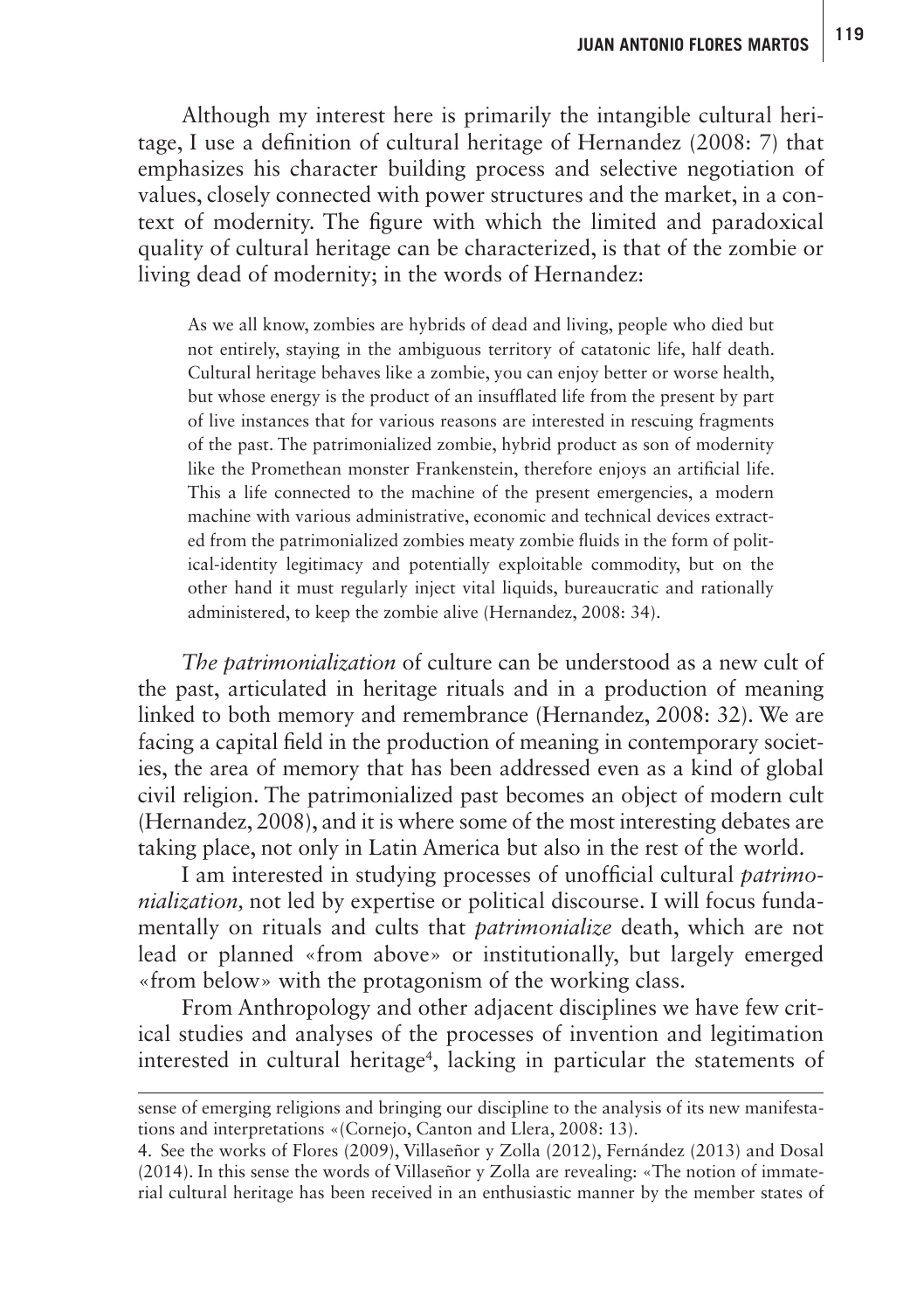Although my interest here is primarily the intangible cultural heritage, I use a definition of cultural heritage of Hernandez (2008: 7) that emphasizes his character building process and selective negotiation of values, closely connected with power structures and the market, in a context of modernity. The figure with which the limited and paradoxical quality of cultural heritage can be characterized, is that of the zombie or living dead of modernity; in the words of Hernandez:

> As we all know, zombies are hybrids of dead and living, people who died but not entirely, staying in the ambiguous territory of catatonic life, half death. Cultural heritage behaves like a zombie, you can enjoy better or worse health, but whose energy is the product of an insufflated life from the present by part of live instances that for various reasons are interested in rescuing fragments of the past. The patrimonialized zombie, hybrid product as son of modernity like the Promethean monster Frankenstein, therefore enjoys an artificial life. This a life connected to the machine of the present emergencies, a modern machine with various administrative, economic and technical devices extracted from the patrimonialized zombies meaty zombie fluids in the form of political-identity legitimacy and potentially exploitable commodity, but on the other hand it must regularly inject vital liquids, bureaucratic and rationally administered, to keep the zombie alive (Hernandez, 2008: 34).

*The patrimonialization* of culture can be understood as a new cult of the past, articulated in heritage rituals and in a production of meaning linked to both memory and remembrance (Hernandez, 2008: 32). We are facing a capital field in the production of meaning in contemporary societies, the area of memory that has been addressed even as a kind of global civil religion. The patrimonialized past becomes an object of modern cult (Hernandez, 2008), and it is where some of the most interesting debates are taking place, not only in Latin America but also in the rest of the world.

I am interested in studying processes of unofficial cultural *patrimonialization,* not led by expertise or political discourse. I will focus fundamentally on rituals and cults that *patrimonialize* death, which are not lead or planned «from above» or institutionally, but largely emerged «from below» with the protagonism of the working class.

From Anthropology and other adjacent disciplines we have few critical studies and analyses of the processes of invention and legitimation interested in cultural heritage[4], lacking in particular the statements of

---

sense of emerging religions and bringing our discipline to the analysis of its new manifestations and interpretations «(Cornejo, Canton and Llera, 2008: 13).

4. See the works of Flores (2009), Villaseñor y Zolla (2012), Fernández (2013) and Dosal (2014). In this sense the words of Villaseñor y Zolla are revealing: «The notion of immaterial cultural heritage has been received in an enthusiastic manner by the member states of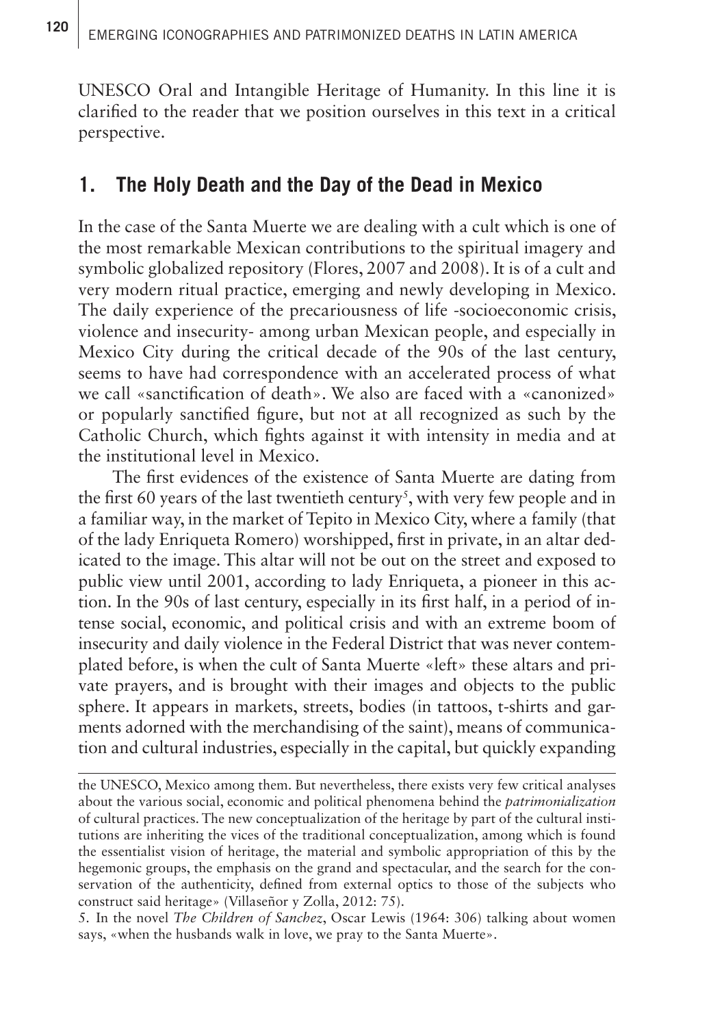UNESCO Oral and Intangible Heritage of Humanity. In this line it is clarified to the reader that we position ourselves in this text in a critical perspective.

## 1. The Holy Death and the Day of the Dead in Mexico

In the case of the Santa Muerte we are dealing with a cult which is one of the most remarkable Mexican contributions to the spiritual imagery and symbolic globalized repository (Flores, 2007 and 2008). It is of a cult and very modern ritual practice, emerging and newly developing in Mexico. The daily experience of the precariousness of life -socioeconomic crisis, violence and insecurity- among urban Mexican people, and especially in Mexico City during the critical decade of the 90s of the last century, seems to have had correspondence with an accelerated process of what we call «sanctification of death». We also are faced with a «canonized» or popularly sanctified figure, but not at all recognized as such by the Catholic Church, which fights against it with intensity in media and at the institutional level in Mexico.

The first evidences of the existence of Santa Muerte are dating from the first 60 years of the last twentieth century[5], with very few people and in a familiar way, in the market of Tepito in Mexico City, where a family (that of the lady Enriqueta Romero) worshipped, first in private, in an altar dedicated to the image. This altar will not be out on the street and exposed to public view until 2001, according to lady Enriqueta, a pioneer in this action. In the 90s of last century, especially in its first half, in a period of intense social, economic, and political crisis and with an extreme boom of insecurity and daily violence in the Federal District that was never contemplated before, is when the cult of Santa Muerte «left» these altars and private prayers, and is brought with their images and objects to the public sphere. It appears in markets, streets, bodies (in tattoos, t-shirts and garments adorned with the merchandising of the saint), means of communication and cultural industries, especially in the capital, but quickly expanding

---

the UNESCO, Mexico among them. But nevertheless, there exists very few critical analyses about the various social, economic and political phenomena behind the *patrimonialization* of cultural practices. The new conceptualization of the heritage by part of the cultural institutions are inheriting the vices of the traditional conceptualization, among which is found the essentialist vision of heritage, the material and symbolic appropriation of this by the hegemonic groups, the emphasis on the grand and spectacular, and the search for the conservation of the authenticity, defined from external optics to those of the subjects who construct said heritage» (Villaseñor y Zolla, 2012: 75).

5. In the novel *The Children of Sanchez*, Oscar Lewis (1964: 306) talking about women says, «when the husbands walk in love, we pray to the Santa Muerte».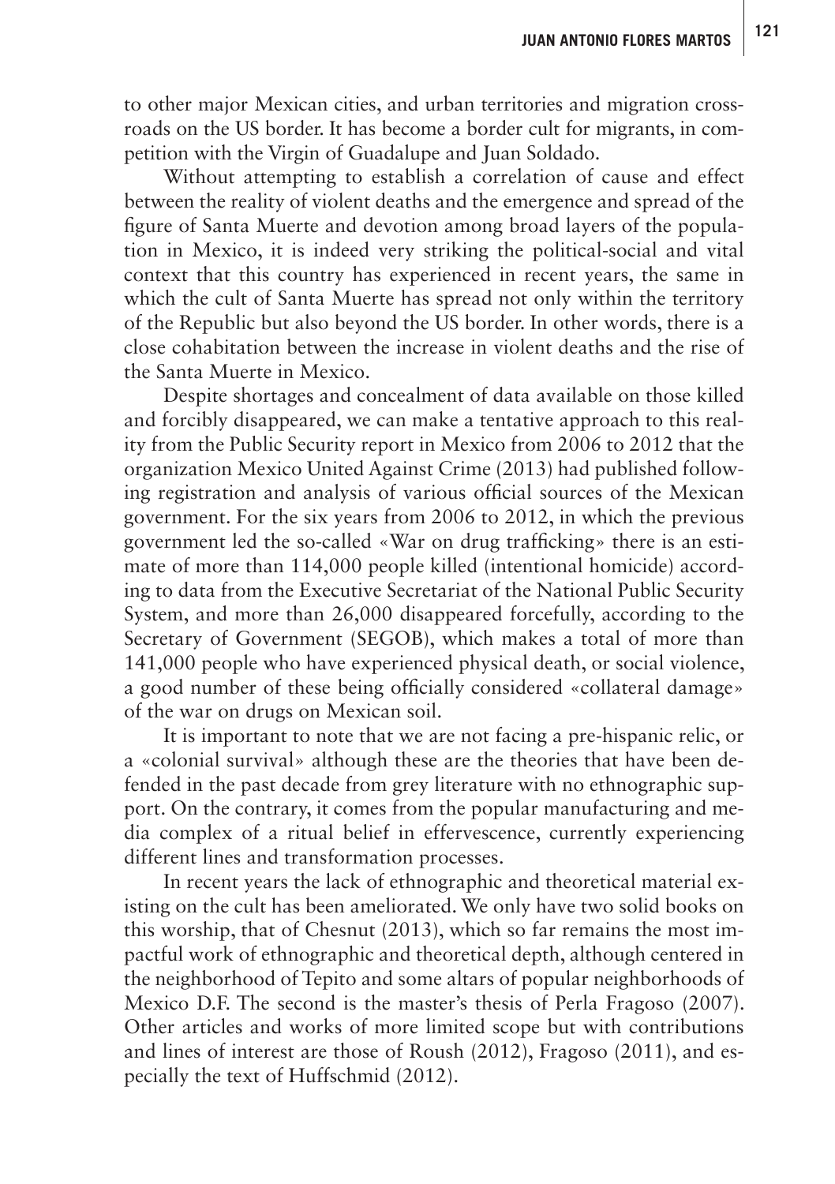to other major Mexican cities, and urban territories and migration crossroads on the US border. It has become a border cult for migrants, in competition with the Virgin of Guadalupe and Juan Soldado.

Without attempting to establish a correlation of cause and effect between the reality of violent deaths and the emergence and spread of the figure of Santa Muerte and devotion among broad layers of the population in Mexico, it is indeed very striking the political-social and vital context that this country has experienced in recent years, the same in which the cult of Santa Muerte has spread not only within the territory of the Republic but also beyond the US border. In other words, there is a close cohabitation between the increase in violent deaths and the rise of the Santa Muerte in Mexico.

Despite shortages and concealment of data available on those killed and forcibly disappeared, we can make a tentative approach to this reality from the Public Security report in Mexico from 2006 to 2012 that the organization Mexico United Against Crime (2013) had published following registration and analysis of various official sources of the Mexican government. For the six years from 2006 to 2012, in which the previous government led the so-called «War on drug trafficking» there is an estimate of more than 114,000 people killed (intentional homicide) according to data from the Executive Secretariat of the National Public Security System, and more than 26,000 disappeared forcefully, according to the Secretary of Government (SEGOB), which makes a total of more than 141,000 people who have experienced physical death, or social violence, a good number of these being officially considered «collateral damage» of the war on drugs on Mexican soil.

It is important to note that we are not facing a pre-hispanic relic, or a «colonial survival» although these are the theories that have been defended in the past decade from grey literature with no ethnographic support. On the contrary, it comes from the popular manufacturing and media complex of a ritual belief in effervescence, currently experiencing different lines and transformation processes.

In recent years the lack of ethnographic and theoretical material existing on the cult has been ameliorated. We only have two solid books on this worship, that of Chesnut (2013), which so far remains the most impactful work of ethnographic and theoretical depth, although centered in the neighborhood of Tepito and some altars of popular neighborhoods of Mexico D.F. The second is the master's thesis of Perla Fragoso (2007). Other articles and works of more limited scope but with contributions and lines of interest are those of Roush (2012), Fragoso (2011), and especially the text of Huffschmid (2012).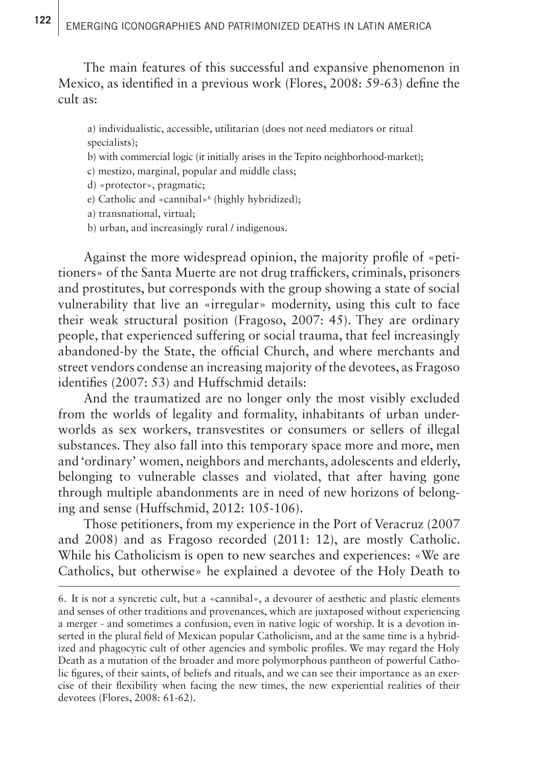The main features of this successful and expansive phenomenon in Mexico, as identified in a previous work (Flores, 2008: 59-63) define the cult as:

a) individualistic, accessible, utilitarian (does not need mediators or ritual specialists);
b) with commercial logic (it initially arises in the Tepito neighborhood-market);
c) mestizo, marginal, popular and middle class;
d) «protector», pragmatic;
e) Catholic and «cannibal»[6] (highly hybridized);
a) transnational, virtual;
b) urban, and increasingly rural / indigenous.

Against the more widespread opinion, the majority profile of «petitioners» of the Santa Muerte are not drug traffickers, criminals, prisoners and prostitutes, but corresponds with the group showing a state of social vulnerability that live an «irregular» modernity, using this cult to face their weak structural position (Fragoso, 2007: 45). They are ordinary people, that experienced suffering or social trauma, that feel increasingly abandoned-by the State, the official Church, and where merchants and street vendors condense an increasing majority of the devotees, as Fragoso identifies (2007: 53) and Huffschmid details:

And the traumatized are no longer only the most visibly excluded from the worlds of legality and formality, inhabitants of urban underworlds as sex workers, transvestites or consumers or sellers of illegal substances. They also fall into this temporary space more and more, men and 'ordinary' women, neighbors and merchants, adolescents and elderly, belonging to vulnerable classes and violated, that after having gone through multiple abandonments are in need of new horizons of belonging and sense (Huffschmid, 2012: 105-106).

Those petitioners, from my experience in the Port of Veracruz (2007 and 2008) and as Fragoso recorded (2011: 12), are mostly Catholic. While his Catholicism is open to new searches and experiences: «We are Catholics, but otherwise» he explained a devotee of the Holy Death to

---

6. It is not a syncretic cult, but a «cannibal», a devourer of aesthetic and plastic elements and senses of other traditions and provenances, which are juxtaposed without experiencing a merger - and sometimes a confusion, even in native logic of worship. It is a devotion inserted in the plural field of Mexican popular Catholicism, and at the same time is a hybridized and phagocytic cult of other agencies and symbolic profiles. We may regard the Holy Death as a mutation of the broader and more polymorphous pantheon of powerful Catholic figures, of their saints, of beliefs and rituals, and we can see their importance as an exercise of their flexibility when facing the new times, the new experiential realities of their devotees (Flores, 2008: 61-62).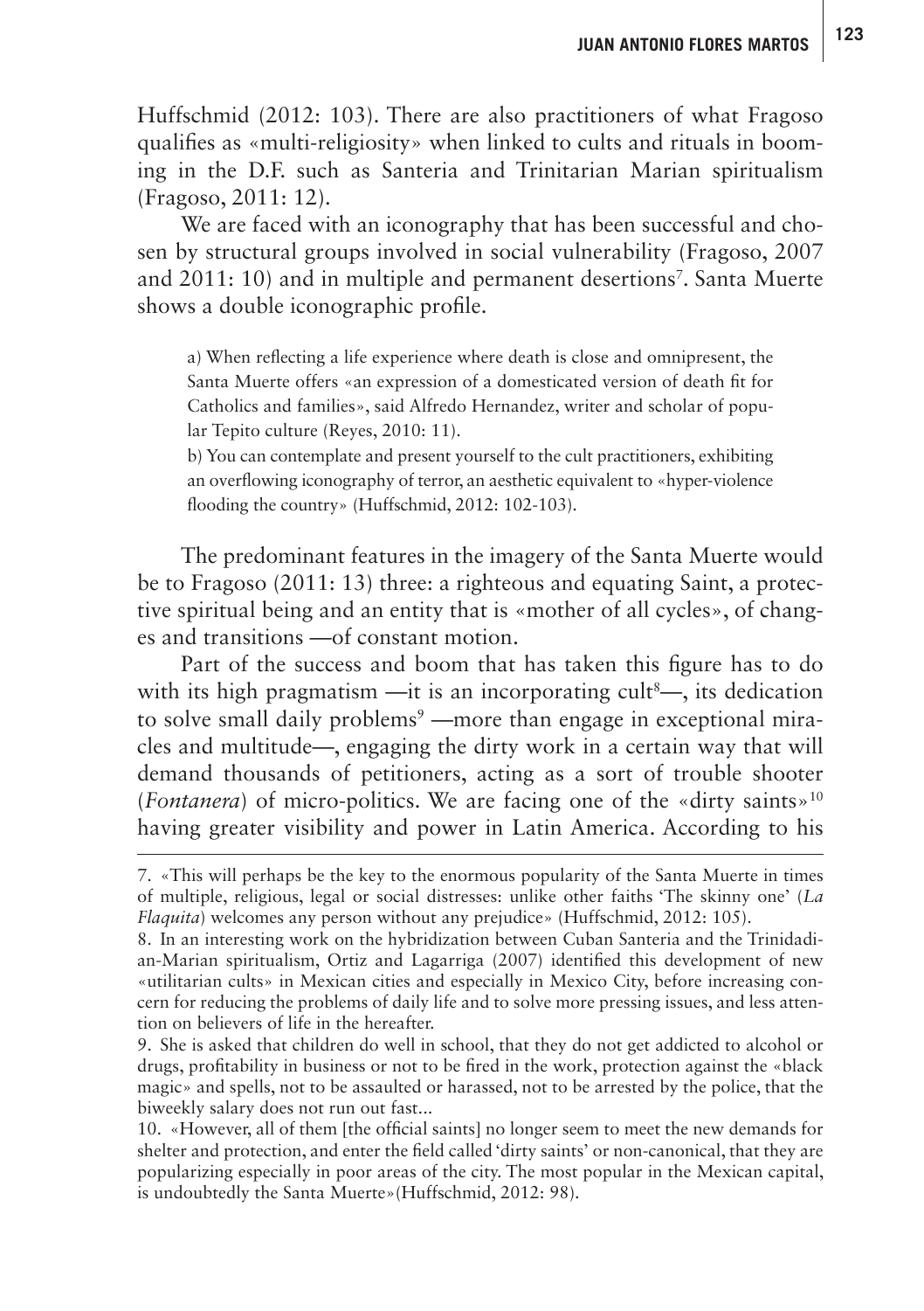Huffschmid (2012: 103). There are also practitioners of what Fragoso qualifies as «multi-religiosity» when linked to cults and rituals in booming in the D.F. such as Santeria and Trinitarian Marian spiritualism (Fragoso, 2011: 12).

We are faced with an iconography that has been successful and chosen by structural groups involved in social vulnerability (Fragoso, 2007 and 2011: 10) and in multiple and permanent desertions[7]. Santa Muerte shows a double iconographic profile.

> a) When reflecting a life experience where death is close and omnipresent, the Santa Muerte offers «an expression of a domesticated version of death fit for Catholics and families», said Alfredo Hernandez, writer and scholar of popular Tepito culture (Reyes, 2010: 11).
>
> b) You can contemplate and present yourself to the cult practitioners, exhibiting an overflowing iconography of terror, an aesthetic equivalent to «hyper-violence flooding the country» (Huffschmid, 2012: 102-103).

The predominant features in the imagery of the Santa Muerte would be to Fragoso (2011: 13) three: a righteous and equating Saint, a protective spiritual being and an entity that is «mother of all cycles», of changes and transitions —of constant motion.

Part of the success and boom that has taken this figure has to do with its high pragmatism —it is an incorporating cult[8]—, its dedication to solve small daily problems[9] —more than engage in exceptional miracles and multitude—, engaging the dirty work in a certain way that will demand thousands of petitioners, acting as a sort of trouble shooter (*Fontanera*) of micro-politics. We are facing one of the «dirty saints»[10] having greater visibility and power in Latin America. According to his

---

7. «This will perhaps be the key to the enormous popularity of the Santa Muerte in times of multiple, religious, legal or social distresses: unlike other faiths 'The skinny one' (*La Flaquita*) welcomes any person without any prejudice» (Huffschmid, 2012: 105).

8. In an interesting work on the hybridization between Cuban Santeria and the Trinidadian-Marian spiritualism, Ortiz and Lagarriga (2007) identified this development of new «utilitarian cults» in Mexican cities and especially in Mexico City, before increasing concern for reducing the problems of daily life and to solve more pressing issues, and less attention on believers of life in the hereafter.

9. She is asked that children do well in school, that they do not get addicted to alcohol or drugs, profitability in business or not to be fired in the work, protection against the «black magic» and spells, not to be assaulted or harassed, not to be arrested by the police, that the biweekly salary does not run out fast...

10. «However, all of them [the official saints] no longer seem to meet the new demands for shelter and protection, and enter the field called 'dirty saints' or non-canonical, that they are popularizing especially in poor areas of the city. The most popular in the Mexican capital, is undoubtedly the Santa Muerte»(Huffschmid, 2012: 98).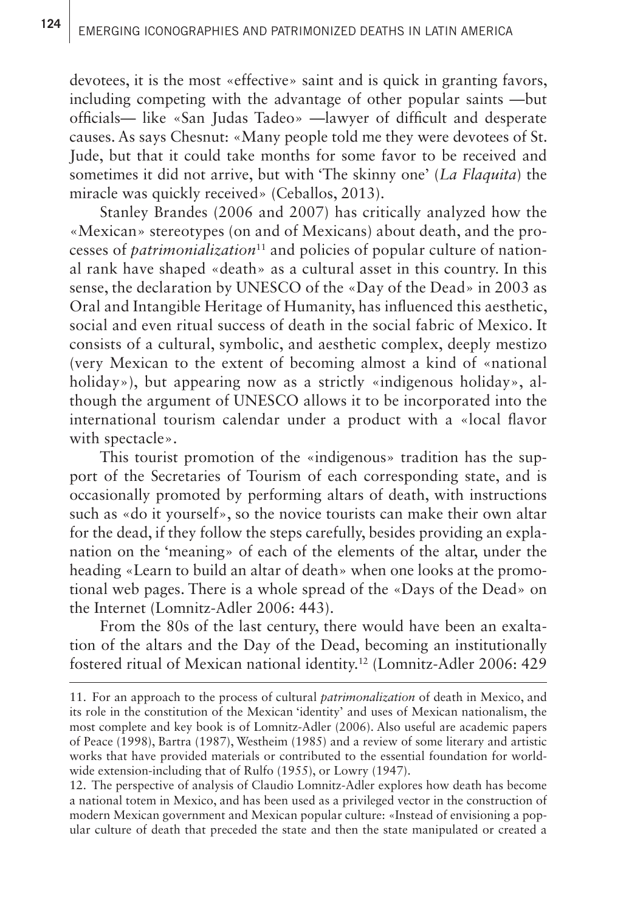devotees, it is the most «effective» saint and is quick in granting favors, including competing with the advantage of other popular saints —but officials— like «San Judas Tadeo» —lawyer of difficult and desperate causes. As says Chesnut: «Many people told me they were devotees of St. Jude, but that it could take months for some favor to be received and sometimes it did not arrive, but with 'The skinny one' (*La Flaquita*) the miracle was quickly received» (Ceballos, 2013).

Stanley Brandes (2006 and 2007) has critically analyzed how the «Mexican» stereotypes (on and of Mexicans) about death, and the processes of *patrimonialization*[11] and policies of popular culture of national rank have shaped «death» as a cultural asset in this country. In this sense, the declaration by UNESCO of the «Day of the Dead» in 2003 as Oral and Intangible Heritage of Humanity, has influenced this aesthetic, social and even ritual success of death in the social fabric of Mexico. It consists of a cultural, symbolic, and aesthetic complex, deeply mestizo (very Mexican to the extent of becoming almost a kind of «national holiday»), but appearing now as a strictly «indigenous holiday», although the argument of UNESCO allows it to be incorporated into the international tourism calendar under a product with a «local flavor with spectacle».

This tourist promotion of the «indigenous» tradition has the support of the Secretaries of Tourism of each corresponding state, and is occasionally promoted by performing altars of death, with instructions such as «do it yourself», so the novice tourists can make their own altar for the dead, if they follow the steps carefully, besides providing an explanation on the 'meaning» of each of the elements of the altar, under the heading «Learn to build an altar of death» when one looks at the promotional web pages. There is a whole spread of the «Days of the Dead» on the Internet (Lomnitz-Adler 2006: 443).

From the 80s of the last century, there would have been an exaltation of the altars and the Day of the Dead, becoming an institutionally fostered ritual of Mexican national identity.[12] (Lomnitz-Adler 2006: 429

---

11. For an approach to the process of cultural *patrimonalization* of death in Mexico, and its role in the constitution of the Mexican 'identity' and uses of Mexican nationalism, the most complete and key book is of Lomnitz-Adler (2006). Also useful are academic papers of Peace (1998), Bartra (1987), Westheim (1985) and a review of some literary and artistic works that have provided materials or contributed to the essential foundation for worldwide extension-including that of Rulfo (1955), or Lowry (1947).

12. The perspective of analysis of Claudio Lomnitz-Adler explores how death has become a national totem in Mexico, and has been used as a privileged vector in the construction of modern Mexican government and Mexican popular culture: «Instead of envisioning a popular culture of death that preceded the state and then the state manipulated or created a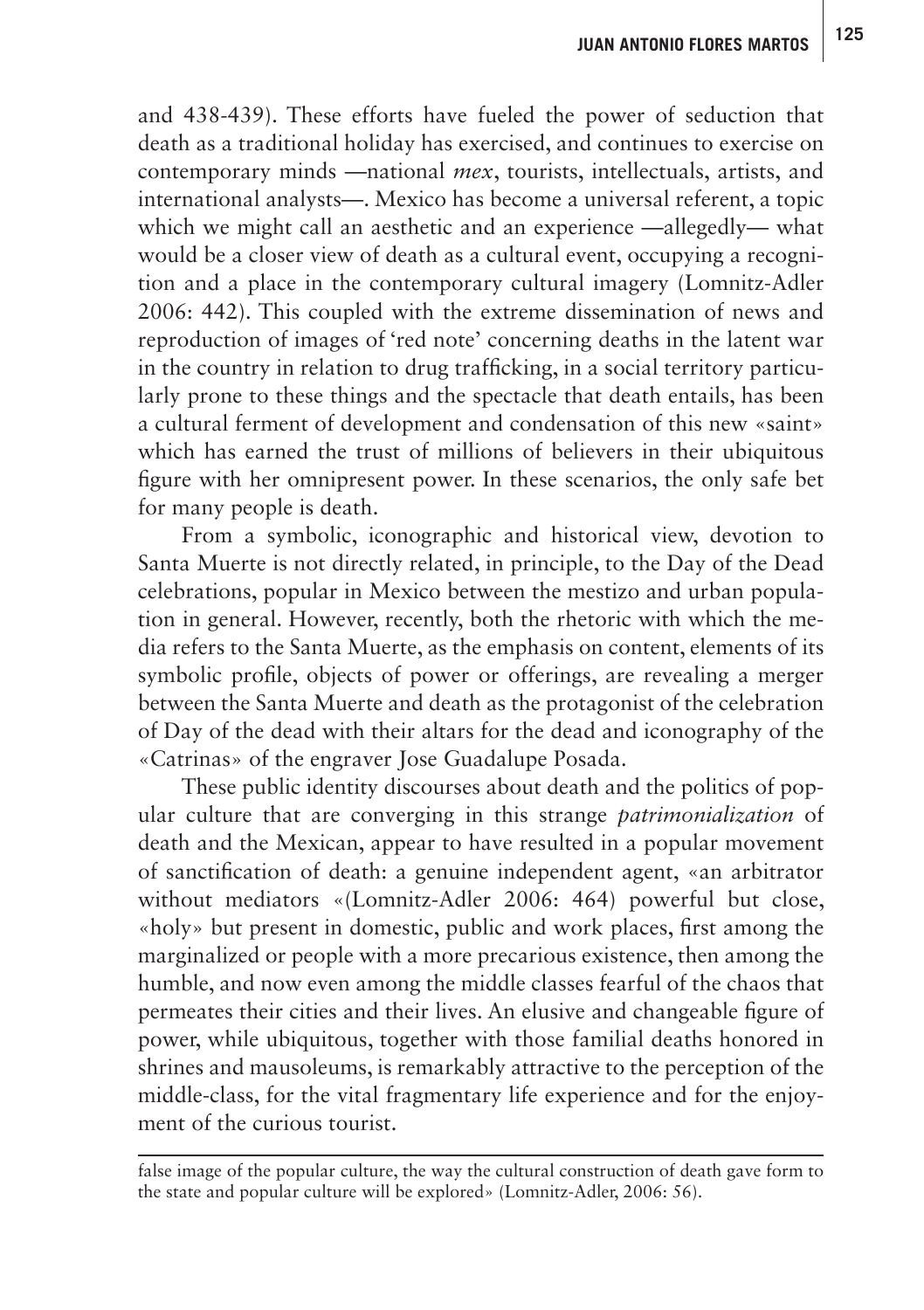and 438-439). These efforts have fueled the power of seduction that death as a traditional holiday has exercised, and continues to exercise on contemporary minds —national *mex*, tourists, intellectuals, artists, and international analysts—. Mexico has become a universal referent, a topic which we might call an aesthetic and an experience —allegedly— what would be a closer view of death as a cultural event, occupying a recognition and a place in the contemporary cultural imagery (Lomnitz-Adler 2006: 442). This coupled with the extreme dissemination of news and reproduction of images of 'red note' concerning deaths in the latent war in the country in relation to drug trafficking, in a social territory particularly prone to these things and the spectacle that death entails, has been a cultural ferment of development and condensation of this new «saint» which has earned the trust of millions of believers in their ubiquitous figure with her omnipresent power. In these scenarios, the only safe bet for many people is death.

From a symbolic, iconographic and historical view, devotion to Santa Muerte is not directly related, in principle, to the Day of the Dead celebrations, popular in Mexico between the mestizo and urban population in general. However, recently, both the rhetoric with which the media refers to the Santa Muerte, as the emphasis on content, elements of its symbolic profile, objects of power or offerings, are revealing a merger between the Santa Muerte and death as the protagonist of the celebration of Day of the dead with their altars for the dead and iconography of the «Catrinas» of the engraver Jose Guadalupe Posada.

These public identity discourses about death and the politics of popular culture that are converging in this strange *patrimonialization* of death and the Mexican, appear to have resulted in a popular movement of sanctification of death: a genuine independent agent, «an arbitrator without mediators «(Lomnitz-Adler 2006: 464) powerful but close, «holy» but present in domestic, public and work places, first among the marginalized or people with a more precarious existence, then among the humble, and now even among the middle classes fearful of the chaos that permeates their cities and their lives. An elusive and changeable figure of power, while ubiquitous, together with those familial deaths honored in shrines and mausoleums, is remarkably attractive to the perception of the middle-class, for the vital fragmentary life experience and for the enjoyment of the curious tourist.

---

false image of the popular culture, the way the cultural construction of death gave form to the state and popular culture will be explored» (Lomnitz-Adler, 2006: 56).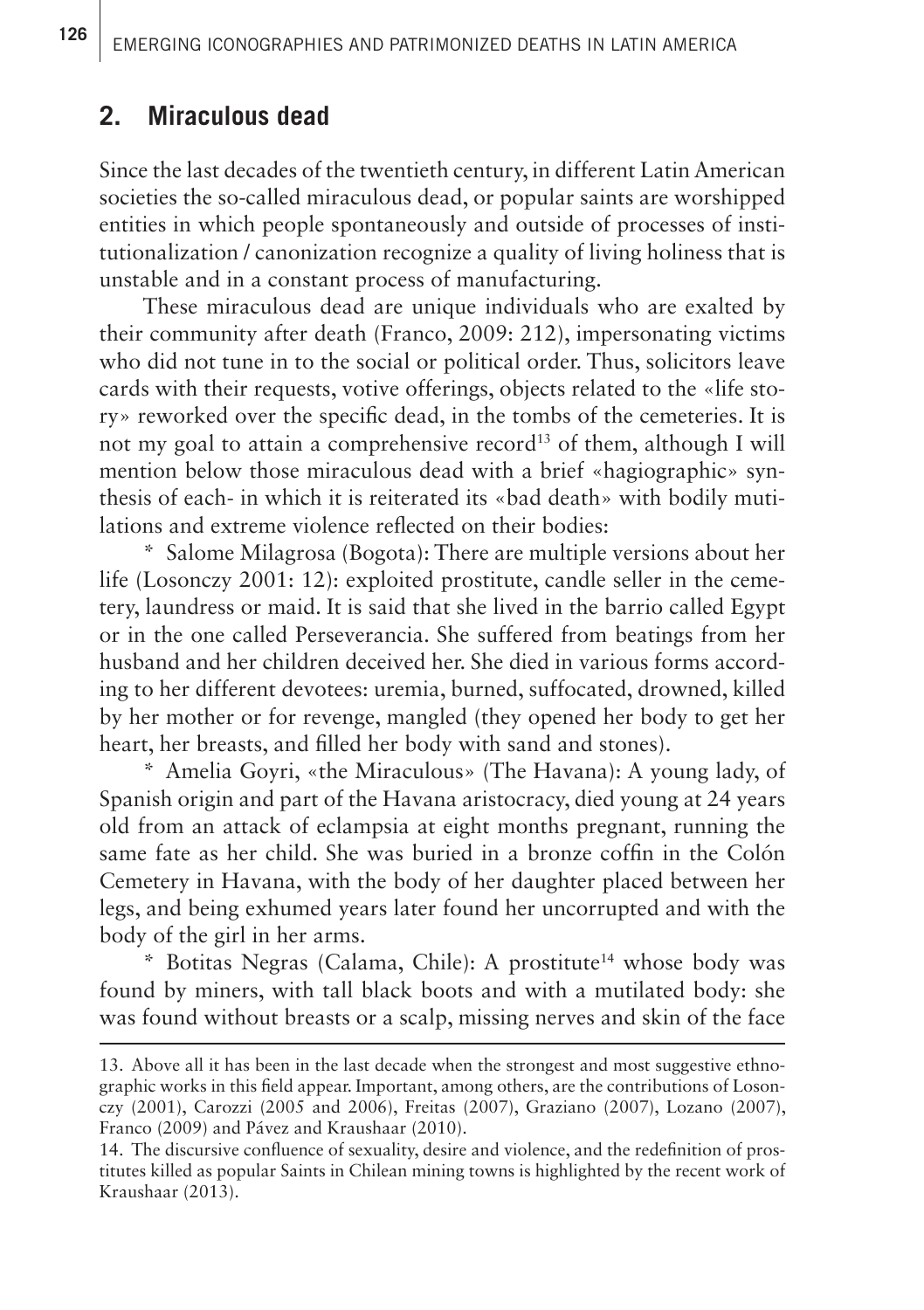## 2. Miraculous dead

Since the last decades of the twentieth century, in different Latin American societies the so-called miraculous dead, or popular saints are worshipped entities in which people spontaneously and outside of processes of institutionalization / canonization recognize a quality of living holiness that is unstable and in a constant process of manufacturing.

These miraculous dead are unique individuals who are exalted by their community after death (Franco, 2009: 212), impersonating victims who did not tune in to the social or political order. Thus, solicitors leave cards with their requests, votive offerings, objects related to the «life story» reworked over the specific dead, in the tombs of the cemeteries. It is not my goal to attain a comprehensive record[13] of them, although I will mention below those miraculous dead with a brief «hagiographic» synthesis of each- in which it is reiterated its «bad death» with bodily mutilations and extreme violence reflected on their bodies:

* Salome Milagrosa (Bogota): There are multiple versions about her life (Losonczy 2001: 12): exploited prostitute, candle seller in the cemetery, laundress or maid. It is said that she lived in the barrio called Egypt or in the one called Perseverancia. She suffered from beatings from her husband and her children deceived her. She died in various forms according to her different devotees: uremia, burned, suffocated, drowned, killed by her mother or for revenge, mangled (they opened her body to get her heart, her breasts, and filled her body with sand and stones).

* Amelia Goyri, «the Miraculous» (The Havana): A young lady, of Spanish origin and part of the Havana aristocracy, died young at 24 years old from an attack of eclampsia at eight months pregnant, running the same fate as her child. She was buried in a bronze coffin in the Colón Cemetery in Havana, with the body of her daughter placed between her legs, and being exhumed years later found her uncorrupted and with the body of the girl in her arms.

* Botitas Negras (Calama, Chile): A prostitute[14] whose body was found by miners, with tall black boots and with a mutilated body: she was found without breasts or a scalp, missing nerves and skin of the face

---

13. Above all it has been in the last decade when the strongest and most suggestive ethnographic works in this field appear. Important, among others, are the contributions of Losonczy (2001), Carozzi (2005 and 2006), Freitas (2007), Graziano (2007), Lozano (2007), Franco (2009) and Pávez and Kraushaar (2010).

14. The discursive confluence of sexuality, desire and violence, and the redefinition of prostitutes killed as popular Saints in Chilean mining towns is highlighted by the recent work of Kraushaar (2013).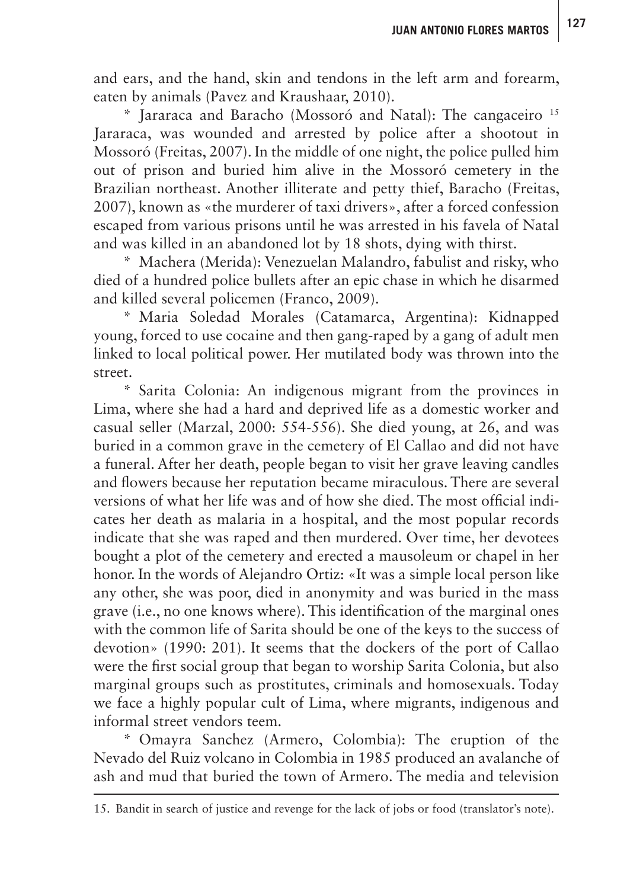and ears, and the hand, skin and tendons in the left arm and forearm, eaten by animals (Pavez and Kraushaar, 2010).

* Jararaca and Baracho (Mossoró and Natal): The cangaceiro [15] Jararaca, was wounded and arrested by police after a shootout in Mossoró (Freitas, 2007). In the middle of one night, the police pulled him out of prison and buried him alive in the Mossoró cemetery in the Brazilian northeast. Another illiterate and petty thief, Baracho (Freitas, 2007), known as «the murderer of taxi drivers», after a forced confession escaped from various prisons until he was arrested in his favela of Natal and was killed in an abandoned lot by 18 shots, dying with thirst.

* Machera (Merida): Venezuelan Malandro, fabulist and risky, who died of a hundred police bullets after an epic chase in which he disarmed and killed several policemen (Franco, 2009).

* Maria Soledad Morales (Catamarca, Argentina): Kidnapped young, forced to use cocaine and then gang-raped by a gang of adult men linked to local political power. Her mutilated body was thrown into the street.

* Sarita Colonia: An indigenous migrant from the provinces in Lima, where she had a hard and deprived life as a domestic worker and casual seller (Marzal, 2000: 554-556). She died young, at 26, and was buried in a common grave in the cemetery of El Callao and did not have a funeral. After her death, people began to visit her grave leaving candles and flowers because her reputation became miraculous. There are several versions of what her life was and of how she died. The most official indicates her death as malaria in a hospital, and the most popular records indicate that she was raped and then murdered. Over time, her devotees bought a plot of the cemetery and erected a mausoleum or chapel in her honor. In the words of Alejandro Ortiz: «It was a simple local person like any other, she was poor, died in anonymity and was buried in the mass grave (i.e., no one knows where). This identification of the marginal ones with the common life of Sarita should be one of the keys to the success of devotion» (1990: 201). It seems that the dockers of the port of Callao were the first social group that began to worship Sarita Colonia, but also marginal groups such as prostitutes, criminals and homosexuals. Today we face a highly popular cult of Lima, where migrants, indigenous and informal street vendors teem.

* Omayra Sanchez (Armero, Colombia): The eruption of the Nevado del Ruiz volcano in Colombia in 1985 produced an avalanche of ash and mud that buried the town of Armero. The media and television

15. Bandit in search of justice and revenge for the lack of jobs or food (translator's note).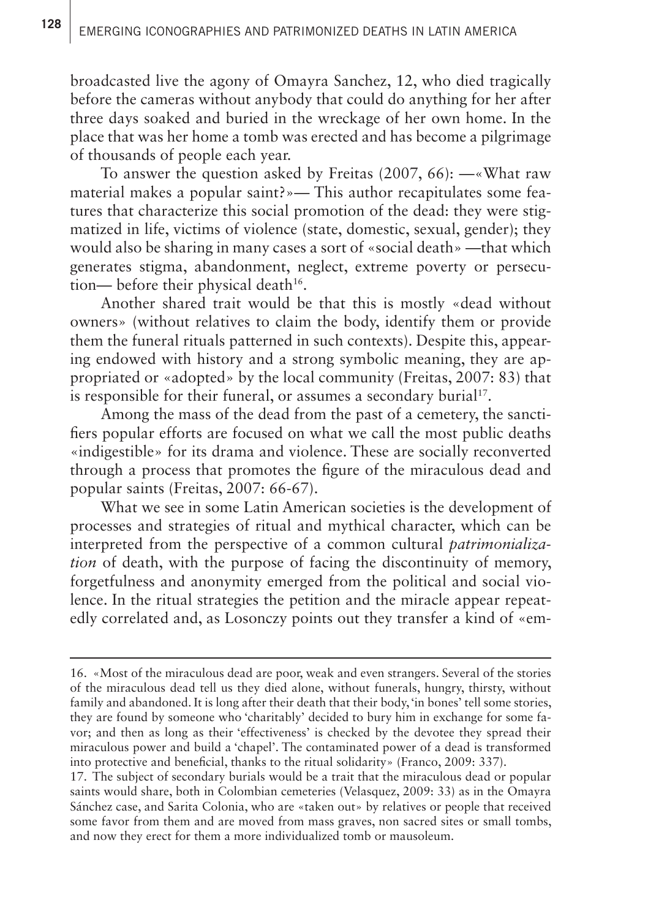broadcasted live the agony of Omayra Sanchez, 12, who died tragically before the cameras without anybody that could do anything for her after three days soaked and buried in the wreckage of her own home. In the place that was her home a tomb was erected and has become a pilgrimage of thousands of people each year.

To answer the question asked by Freitas (2007, 66): —«What raw material makes a popular saint?»— This author recapitulates some features that characterize this social promotion of the dead: they were stigmatized in life, victims of violence (state, domestic, sexual, gender); they would also be sharing in many cases a sort of «social death» —that which generates stigma, abandonment, neglect, extreme poverty or persecution— before their physical death[16].

Another shared trait would be that this is mostly «dead without owners» (without relatives to claim the body, identify them or provide them the funeral rituals patterned in such contexts). Despite this, appearing endowed with history and a strong symbolic meaning, they are appropriated or «adopted» by the local community (Freitas, 2007: 83) that is responsible for their funeral, or assumes a secondary burial[17].

Among the mass of the dead from the past of a cemetery, the sanctifiers popular efforts are focused on what we call the most public deaths «indigestible» for its drama and violence. These are socially reconverted through a process that promotes the figure of the miraculous dead and popular saints (Freitas, 2007: 66-67).

What we see in some Latin American societies is the development of processes and strategies of ritual and mythical character, which can be interpreted from the perspective of a common cultural *patrimonialization* of death, with the purpose of facing the discontinuity of memory, forgetfulness and anonymity emerged from the political and social violence. In the ritual strategies the petition and the miracle appear repeatedly correlated and, as Losonczy points out they transfer a kind of «em-

---

16. «Most of the miraculous dead are poor, weak and even strangers. Several of the stories of the miraculous dead tell us they died alone, without funerals, hungry, thirsty, without family and abandoned. It is long after their death that their body, 'in bones' tell some stories, they are found by someone who 'charitably' decided to bury him in exchange for some favor; and then as long as their 'effectiveness' is checked by the devotee they spread their miraculous power and build a 'chapel'. The contaminated power of a dead is transformed into protective and beneficial, thanks to the ritual solidarity» (Franco, 2009: 337).

17. The subject of secondary burials would be a trait that the miraculous dead or popular saints would share, both in Colombian cemeteries (Velasquez, 2009: 33) as in the Omayra Sánchez case, and Sarita Colonia, who are «taken out» by relatives or people that received some favor from them and are moved from mass graves, non sacred sites or small tombs, and now they erect for them a more individualized tomb or mausoleum.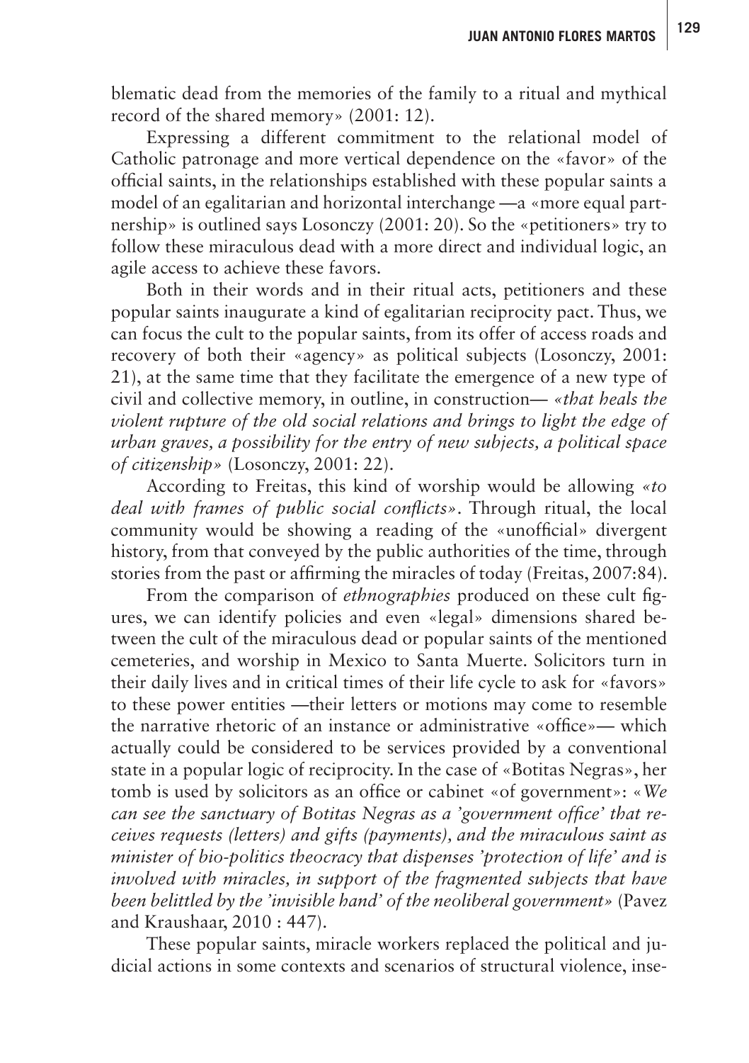blematic dead from the memories of the family to a ritual and mythical record of the shared memory» (2001: 12).

Expressing a different commitment to the relational model of Catholic patronage and more vertical dependence on the «favor» of the official saints, in the relationships established with these popular saints a model of an egalitarian and horizontal interchange —a «more equal partnership» is outlined says Losonczy (2001: 20). So the «petitioners» try to follow these miraculous dead with a more direct and individual logic, an agile access to achieve these favors.

Both in their words and in their ritual acts, petitioners and these popular saints inaugurate a kind of egalitarian reciprocity pact. Thus, we can focus the cult to the popular saints, from its offer of access roads and recovery of both their «agency» as political subjects (Losonczy, 2001: 21), at the same time that they facilitate the emergence of a new type of civil and collective memory, in outline, in construction— *«that heals the violent rupture of the old social relations and brings to light the edge of urban graves, a possibility for the entry of new subjects, a political space of citizenship»* (Losonczy, 2001: 22).

According to Freitas, this kind of worship would be allowing *«to deal with frames of public social conflicts»*. Through ritual, the local community would be showing a reading of the «unofficial» divergent history, from that conveyed by the public authorities of the time, through stories from the past or affirming the miracles of today (Freitas, 2007:84).

From the comparison of *ethnographies* produced on these cult figures, we can identify policies and even «legal» dimensions shared between the cult of the miraculous dead or popular saints of the mentioned cemeteries, and worship in Mexico to Santa Muerte. Solicitors turn in their daily lives and in critical times of their life cycle to ask for «favors» to these power entities —their letters or motions may come to resemble the narrative rhetoric of an instance or administrative «office»— which actually could be considered to be services provided by a conventional state in a popular logic of reciprocity. In the case of «Botitas Negras», her tomb is used by solicitors as an office or cabinet «of government»: «*We can see the sanctuary of Botitas Negras as a 'government office' that receives requests (letters) and gifts (payments), and the miraculous saint as minister of bio-politics theocracy that dispenses 'protection of life' and is involved with miracles, in support of the fragmented subjects that have been belittled by the 'invisible hand' of the neoliberal government»* (Pavez and Kraushaar, 2010 : 447).

These popular saints, miracle workers replaced the political and judicial actions in some contexts and scenarios of structural violence, inse-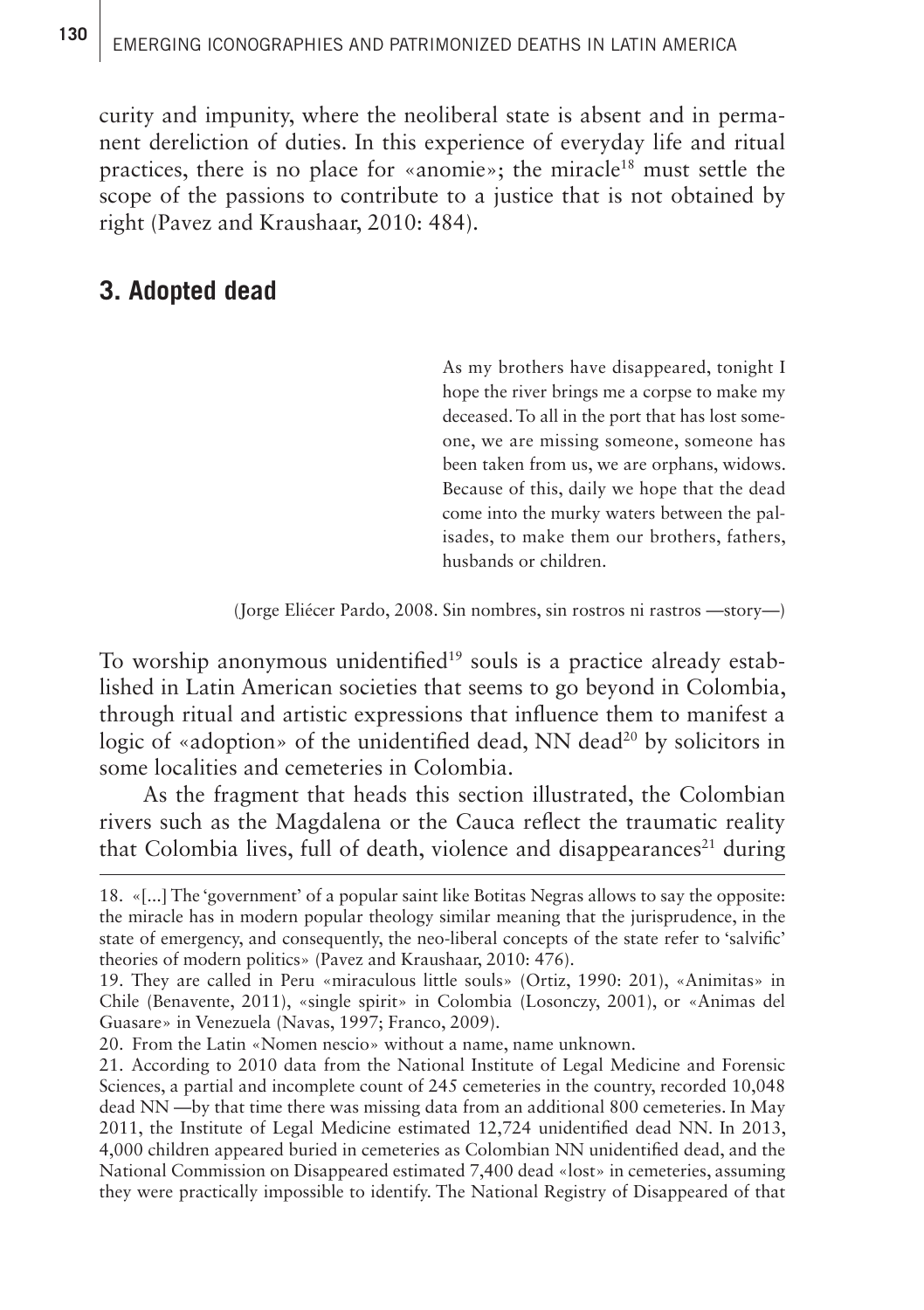curity and impunity, where the neoliberal state is absent and in permanent dereliction of duties. In this experience of everyday life and ritual practices, there is no place for «anomie»; the miracle[18] must settle the scope of the passions to contribute to a justice that is not obtained by right (Pavez and Kraushaar, 2010: 484).

## 3. Adopted dead

> As my brothers have disappeared, tonight I hope the river brings me a corpse to make my deceased. To all in the port that has lost someone, we are missing someone, someone has been taken from us, we are orphans, widows. Because of this, daily we hope that the dead come into the murky waters between the palisades, to make them our brothers, fathers, husbands or children.
>
> (Jorge Eliécer Pardo, 2008. Sin nombres, sin rostros ni rastros —story—)

To worship anonymous unidentified[19] souls is a practice already established in Latin American societies that seems to go beyond in Colombia, through ritual and artistic expressions that influence them to manifest a logic of «adoption» of the unidentified dead, NN dead[20] by solicitors in some localities and cemeteries in Colombia.

As the fragment that heads this section illustrated, the Colombian rivers such as the Magdalena or the Cauca reflect the traumatic reality that Colombia lives, full of death, violence and disappearances[21] during

18. «[...] The 'government' of a popular saint like Botitas Negras allows to say the opposite: the miracle has in modern popular theology similar meaning that the jurisprudence, in the state of emergency, and consequently, the neo-liberal concepts of the state refer to 'salvific' theories of modern politics» (Pavez and Kraushaar, 2010: 476).

19. They are called in Peru «miraculous little souls» (Ortiz, 1990: 201), «Animitas» in Chile (Benavente, 2011), «single spirit» in Colombia (Losonczy, 2001), or «Animas del Guasare» in Venezuela (Navas, 1997; Franco, 2009).

20. From the Latin «Nomen nescio» without a name, name unknown.

21. According to 2010 data from the National Institute of Legal Medicine and Forensic Sciences, a partial and incomplete count of 245 cemeteries in the country, recorded 10,048 dead NN —by that time there was missing data from an additional 800 cemeteries. In May 2011, the Institute of Legal Medicine estimated 12,724 unidentified dead NN. In 2013, 4,000 children appeared buried in cemeteries as Colombian NN unidentified dead, and the National Commission on Disappeared estimated 7,400 dead «lost» in cemeteries, assuming they were practically impossible to identify. The National Registry of Disappeared of that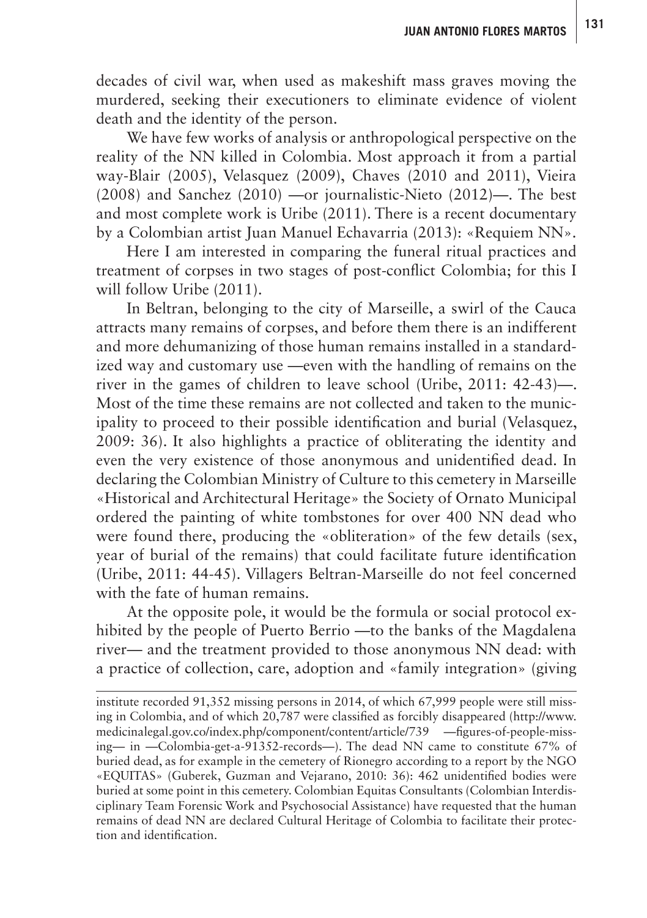decades of civil war, when used as makeshift mass graves moving the murdered, seeking their executioners to eliminate evidence of violent death and the identity of the person.

We have few works of analysis or anthropological perspective on the reality of the NN killed in Colombia. Most approach it from a partial way-Blair (2005), Velasquez (2009), Chaves (2010 and 2011), Vieira (2008) and Sanchez (2010) —or journalistic-Nieto (2012)—. The best and most complete work is Uribe (2011). There is a recent documentary by a Colombian artist Juan Manuel Echavarria (2013): «Requiem NN».

Here I am interested in comparing the funeral ritual practices and treatment of corpses in two stages of post-conflict Colombia; for this I will follow Uribe (2011).

In Beltran, belonging to the city of Marseille, a swirl of the Cauca attracts many remains of corpses, and before them there is an indifferent and more dehumanizing of those human remains installed in a standardized way and customary use —even with the handling of remains on the river in the games of children to leave school (Uribe, 2011: 42-43)—. Most of the time these remains are not collected and taken to the municipality to proceed to their possible identification and burial (Velasquez, 2009: 36). It also highlights a practice of obliterating the identity and even the very existence of those anonymous and unidentified dead. In declaring the Colombian Ministry of Culture to this cemetery in Marseille «Historical and Architectural Heritage» the Society of Ornato Municipal ordered the painting of white tombstones for over 400 NN dead who were found there, producing the «obliteration» of the few details (sex, year of burial of the remains) that could facilitate future identification (Uribe, 2011: 44-45). Villagers Beltran-Marseille do not feel concerned with the fate of human remains.

At the opposite pole, it would be the formula or social protocol exhibited by the people of Puerto Berrio —to the banks of the Magdalena river— and the treatment provided to those anonymous NN dead: with a practice of collection, care, adoption and «family integration» (giving

---

institute recorded 91,352 missing persons in 2014, of which 67,999 people were still missing in Colombia, and of which 20,787 were classified as forcibly disappeared (http://www.medicinalegal.gov.co/index.php/component/content/article/739 —figures-of-people-missing— in —Colombia-get-a-91352-records—). The dead NN came to constitute 67% of buried dead, as for example in the cemetery of Rionegro according to a report by the NGO «EQUITAS» (Guberek, Guzman and Vejarano, 2010: 36): 462 unidentified bodies were buried at some point in this cemetery. Colombian Equitas Consultants (Colombian Interdisciplinary Team Forensic Work and Psychosocial Assistance) have requested that the human remains of dead NN are declared Cultural Heritage of Colombia to facilitate their protection and identification.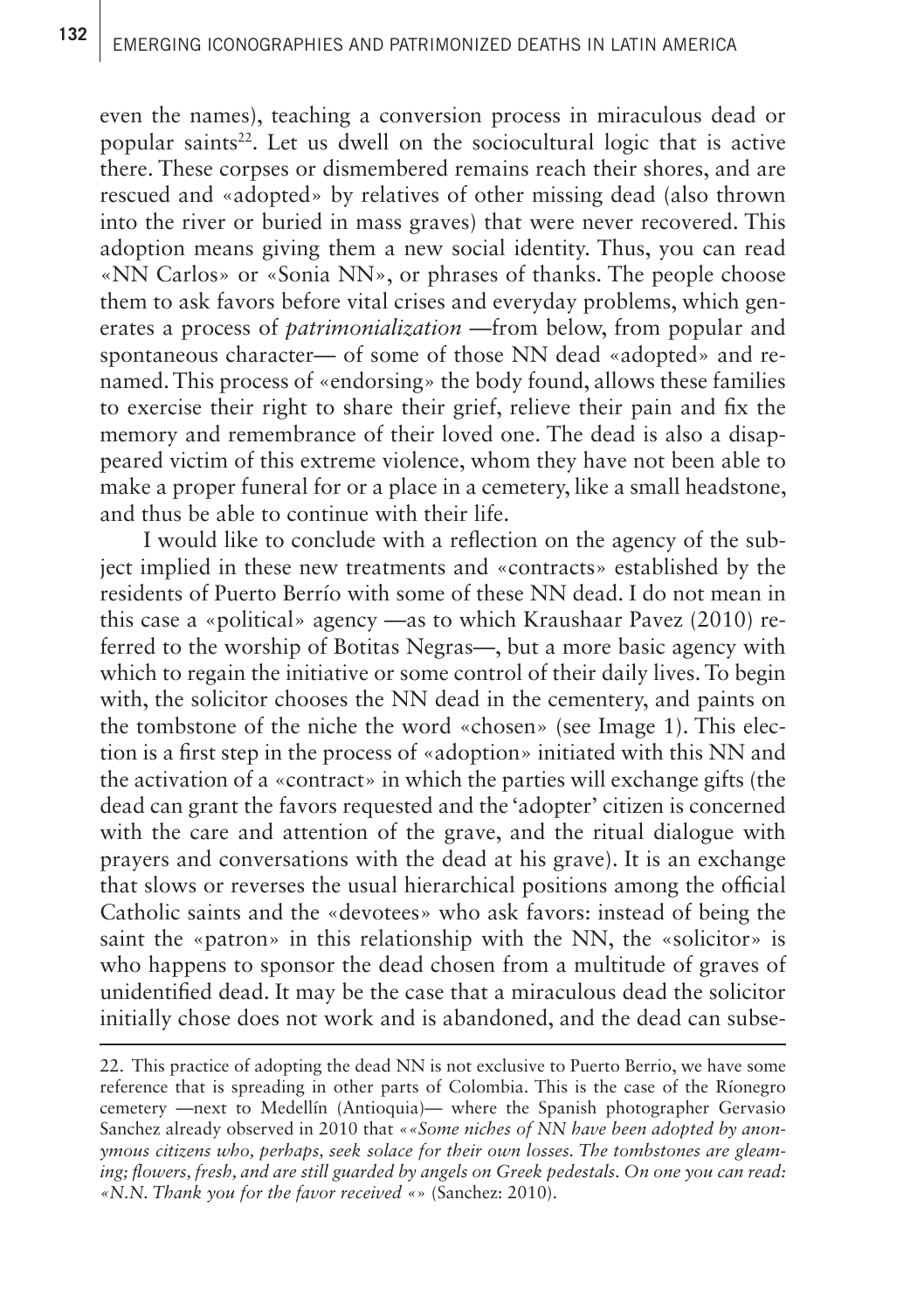even the names), teaching a conversion process in miraculous dead or popular saints[22]. Let us dwell on the sociocultural logic that is active there. These corpses or dismembered remains reach their shores, and are rescued and «adopted» by relatives of other missing dead (also thrown into the river or buried in mass graves) that were never recovered. This adoption means giving them a new social identity. Thus, you can read «NN Carlos» or «Sonia NN», or phrases of thanks. The people choose them to ask favors before vital crises and everyday problems, which generates a process of *patrimonialization* —from below, from popular and spontaneous character— of some of those NN dead «adopted» and renamed. This process of «endorsing» the body found, allows these families to exercise their right to share their grief, relieve their pain and fix the memory and remembrance of their loved one. The dead is also a disappeared victim of this extreme violence, whom they have not been able to make a proper funeral for or a place in a cemetery, like a small headstone, and thus be able to continue with their life.

I would like to conclude with a reflection on the agency of the subject implied in these new treatments and «contracts» established by the residents of Puerto Berrío with some of these NN dead. I do not mean in this case a «political» agency —as to which Kraushaar Pavez (2010) referred to the worship of Botitas Negras—, but a more basic agency with which to regain the initiative or some control of their daily lives. To begin with, the solicitor chooses the NN dead in the cementery, and paints on the tombstone of the niche the word «chosen» (see Image 1). This election is a first step in the process of «adoption» initiated with this NN and the activation of a «contract» in which the parties will exchange gifts (the dead can grant the favors requested and the 'adopter' citizen is concerned with the care and attention of the grave, and the ritual dialogue with prayers and conversations with the dead at his grave). It is an exchange that slows or reverses the usual hierarchical positions among the official Catholic saints and the «devotees» who ask favors: instead of being the saint the «patron» in this relationship with the NN, the «solicitor» is who happens to sponsor the dead chosen from a multitude of graves of unidentified dead. It may be the case that a miraculous dead the solicitor initially chose does not work and is abandoned, and the dead can subse-

---

22. This practice of adopting the dead NN is not exclusive to Puerto Berrio, we have some reference that is spreading in other parts of Colombia. This is the case of the Ríonegro cemetery —next to Medellín (Antioquia)— where the Spanish photographer Gervasio Sanchez already observed in 2010 that «*«Some niches of NN have been adopted by anonymous citizens who, perhaps, seek solace for their own losses. The tombstones are gleaming; flowers, fresh, and are still guarded by angels on Greek pedestals. On one you can read: «N.N. Thank you for the favor received «*» (Sanchez: 2010).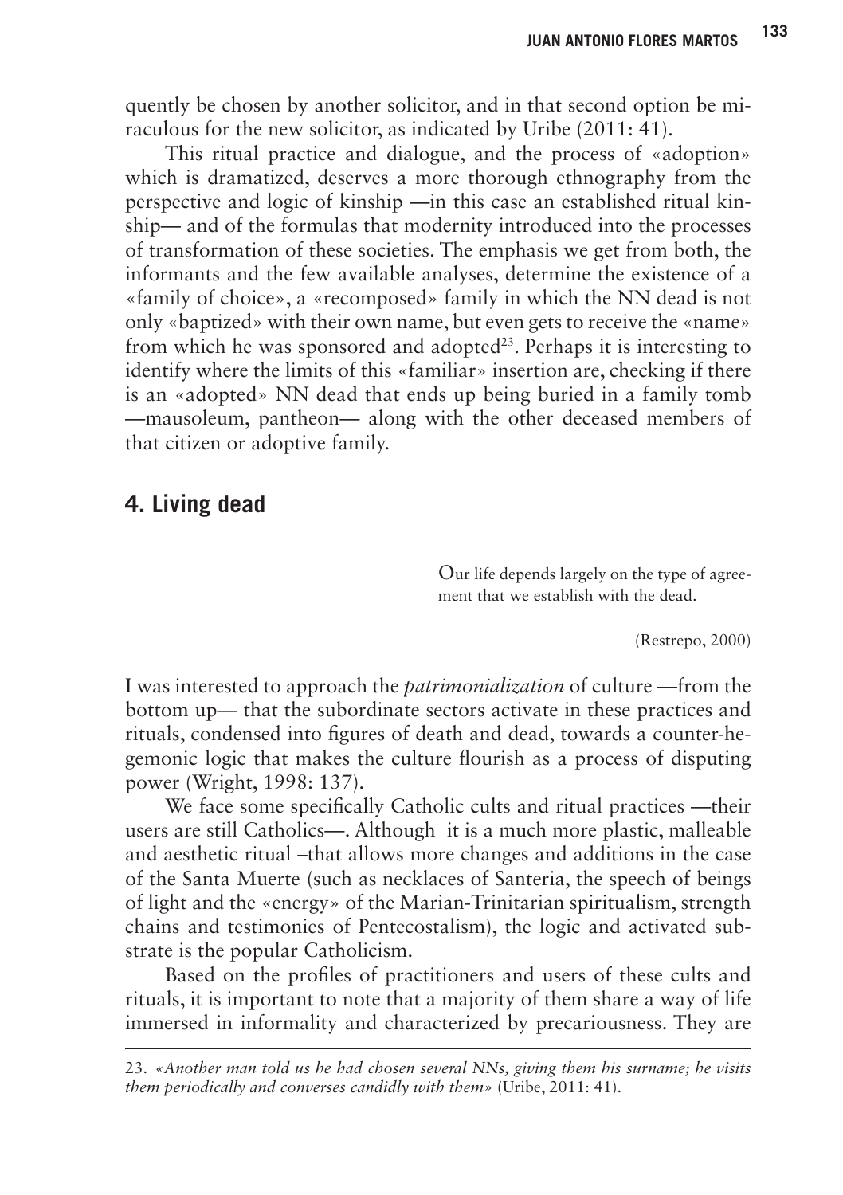quently be chosen by another solicitor, and in that second option be miraculous for the new solicitor, as indicated by Uribe (2011: 41).

This ritual practice and dialogue, and the process of «adoption» which is dramatized, deserves a more thorough ethnography from the perspective and logic of kinship —in this case an established ritual kinship— and of the formulas that modernity introduced into the processes of transformation of these societies. The emphasis we get from both, the informants and the few available analyses, determine the existence of a «family of choice», a «recomposed» family in which the NN dead is not only «baptized» with their own name, but even gets to receive the «name» from which he was sponsored and adopted[23]. Perhaps it is interesting to identify where the limits of this «familiar» insertion are, checking if there is an «adopted» NN dead that ends up being buried in a family tomb —mausoleum, pantheon— along with the other deceased members of that citizen or adoptive family.

## 4. Living dead

> Our life depends largely on the type of agreement that we establish with the dead.
>
> (Restrepo, 2000)

I was interested to approach the *patrimonialization* of culture —from the bottom up— that the subordinate sectors activate in these practices and rituals, condensed into figures of death and dead, towards a counter-hegemonic logic that makes the culture flourish as a process of disputing power (Wright, 1998: 137).

We face some specifically Catholic cults and ritual practices —their users are still Catholics—. Although it is a much more plastic, malleable and aesthetic ritual –that allows more changes and additions in the case of the Santa Muerte (such as necklaces of Santeria, the speech of beings of light and the «energy» of the Marian-Trinitarian spiritualism, strength chains and testimonies of Pentecostalism), the logic and activated substrate is the popular Catholicism.

Based on the profiles of practitioners and users of these cults and rituals, it is important to note that a majority of them share a way of life immersed in informality and characterized by precariousness. They are

23. *«Another man told us he had chosen several NNs, giving them his surname; he visits them periodically and converses candidly with them»* (Uribe, 2011: 41).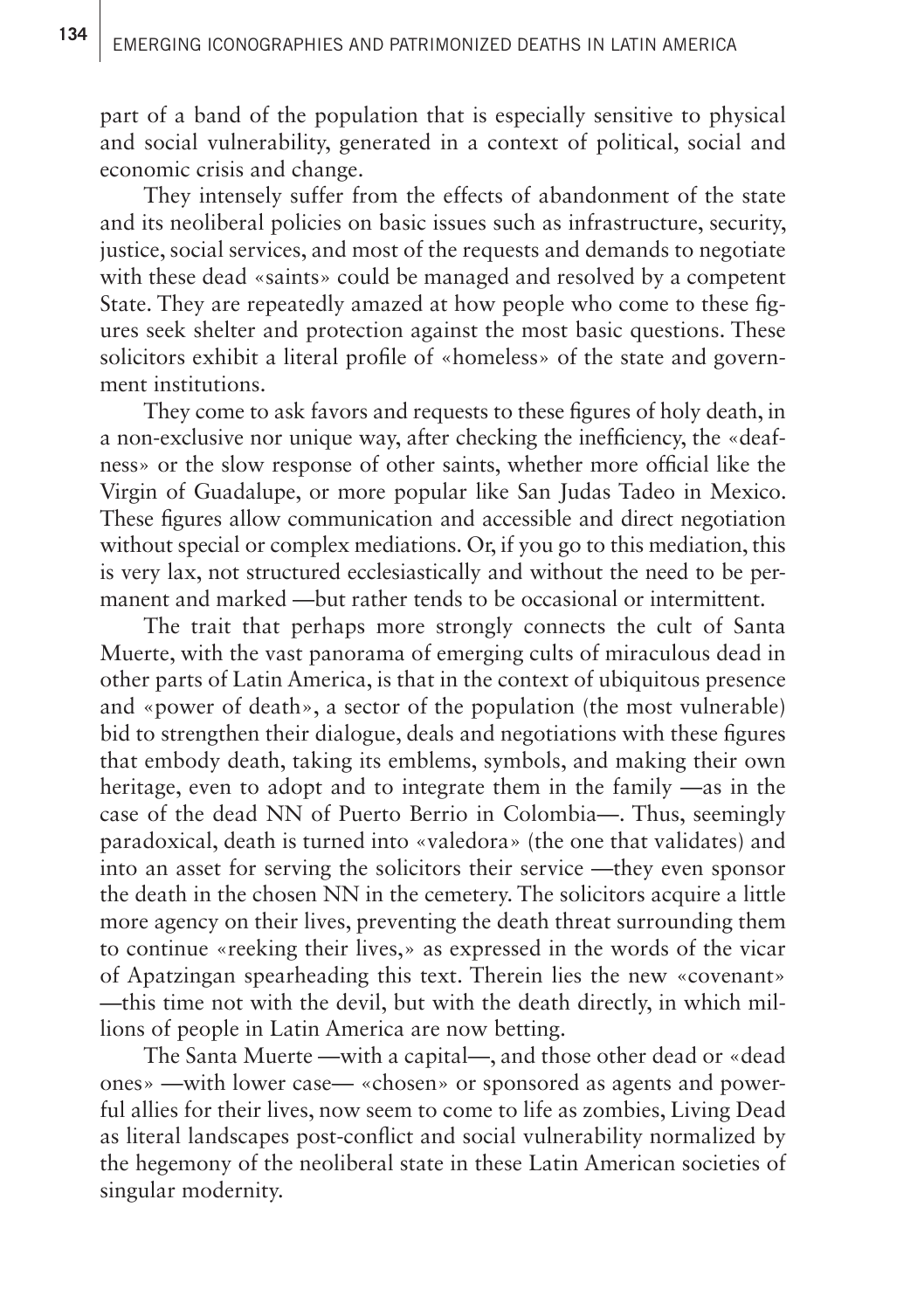part of a band of the population that is especially sensitive to physical and social vulnerability, generated in a context of political, social and economic crisis and change.

They intensely suffer from the effects of abandonment of the state and its neoliberal policies on basic issues such as infrastructure, security, justice, social services, and most of the requests and demands to negotiate with these dead «saints» could be managed and resolved by a competent State. They are repeatedly amazed at how people who come to these figures seek shelter and protection against the most basic questions. These solicitors exhibit a literal profile of «homeless» of the state and government institutions.

They come to ask favors and requests to these figures of holy death, in a non-exclusive nor unique way, after checking the inefficiency, the «deafness» or the slow response of other saints, whether more official like the Virgin of Guadalupe, or more popular like San Judas Tadeo in Mexico. These figures allow communication and accessible and direct negotiation without special or complex mediations. Or, if you go to this mediation, this is very lax, not structured ecclesiastically and without the need to be permanent and marked —but rather tends to be occasional or intermittent.

The trait that perhaps more strongly connects the cult of Santa Muerte, with the vast panorama of emerging cults of miraculous dead in other parts of Latin America, is that in the context of ubiquitous presence and «power of death», a sector of the population (the most vulnerable) bid to strengthen their dialogue, deals and negotiations with these figures that embody death, taking its emblems, symbols, and making their own heritage, even to adopt and to integrate them in the family —as in the case of the dead NN of Puerto Berrio in Colombia—. Thus, seemingly paradoxical, death is turned into «valedora» (the one that validates) and into an asset for serving the solicitors their service —they even sponsor the death in the chosen NN in the cemetery. The solicitors acquire a little more agency on their lives, preventing the death threat surrounding them to continue «reeking their lives,» as expressed in the words of the vicar of Apatzingan spearheading this text. Therein lies the new «covenant» —this time not with the devil, but with the death directly, in which millions of people in Latin America are now betting.

The Santa Muerte —with a capital—, and those other dead or «dead ones» —with lower case— «chosen» or sponsored as agents and powerful allies for their lives, now seem to come to life as zombies, Living Dead as literal landscapes post-conflict and social vulnerability normalized by the hegemony of the neoliberal state in these Latin American societies of singular modernity.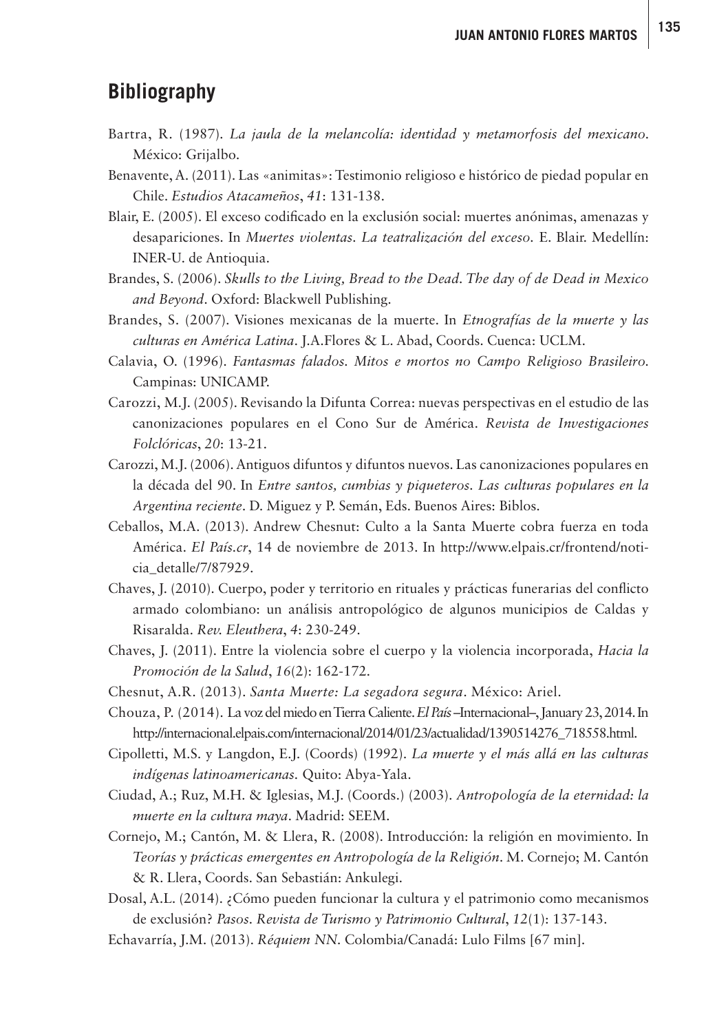## Bibliography

Bartra, R. (1987). *La jaula de la melancolía: identidad y metamorfosis del mexicano*. México: Grijalbo.

Benavente, A. (2011). Las «animitas»: Testimonio religioso e histórico de piedad popular en Chile. *Estudios Atacameños*, *41*: 131-138.

Blair, E. (2005). El exceso codificado en la exclusión social: muertes anónimas, amenazas y desapariciones. In *Muertes violentas. La teatralización del exceso*. E. Blair. Medellín: INER-U. de Antioquia.

Brandes, S. (2006). *Skulls to the Living, Bread to the Dead. The day of de Dead in Mexico and Beyond*. Oxford: Blackwell Publishing.

Brandes, S. (2007). Visiones mexicanas de la muerte. In *Etnografías de la muerte y las culturas en América Latina*. J.A.Flores & L. Abad, Coords. Cuenca: UCLM.

Calavia, O. (1996). *Fantasmas falados. Mitos e mortos no Campo Religioso Brasileiro*. Campinas: UNICAMP.

Carozzi, M.J. (2005). Revisando la Difunta Correa: nuevas perspectivas en el estudio de las canonizaciones populares en el Cono Sur de América. *Revista de Investigaciones Folclóricas*, *20*: 13-21.

Carozzi, M.J. (2006). Antiguos difuntos y difuntos nuevos. Las canonizaciones populares en la década del 90. In *Entre santos, cumbias y piqueteros. Las culturas populares en la Argentina reciente*. D. Miguez y P. Semán, Eds. Buenos Aires: Biblos.

Ceballos, M.A. (2013). Andrew Chesnut: Culto a la Santa Muerte cobra fuerza en toda América. *El País.cr*, 14 de noviembre de 2013. In http://www.elpais.cr/frontend/noticia_detalle/7/87929.

Chaves, J. (2010). Cuerpo, poder y territorio en rituales y prácticas funerarias del conflicto armado colombiano: un análisis antropológico de algunos municipios de Caldas y Risaralda. *Rev. Eleuthera*, *4*: 230-249.

Chaves, J. (2011). Entre la violencia sobre el cuerpo y la violencia incorporada, *Hacia la Promoción de la Salud*, *16*(2): 162-172.

Chesnut, A.R. (2013). *Santa Muerte: La segadora segura*. México: Ariel.

Chouza, P. (2014). La voz del miedo en Tierra Caliente. *El País* –Internacional–, January 23, 2014. In http://internacional.elpais.com/internacional/2014/01/23/actualidad/1390514276_718558.html.

Cipolletti, M.S. y Langdon, E.J. (Coords) (1992). *La muerte y el más allá en las culturas indígenas latinoamericanas*. Quito: Abya-Yala.

Ciudad, A.; Ruz, M.H. & Iglesias, M.J. (Coords.) (2003). *Antropología de la eternidad: la muerte en la cultura maya*. Madrid: SEEM.

Cornejo, M.; Cantón, M. & Llera, R. (2008). Introducción: la religión en movimiento. In *Teorías y prácticas emergentes en Antropología de la Religión*. M. Cornejo; M. Cantón & R. Llera, Coords. San Sebastián: Ankulegi.

Dosal, A.L. (2014). ¿Cómo pueden funcionar la cultura y el patrimonio como mecanismos de exclusión? *Pasos. Revista de Turismo y Patrimonio Cultural*, *12*(1): 137-143.

Echavarría, J.M. (2013). *Réquiem NN*. Colombia/Canadá: Lulo Films [67 min].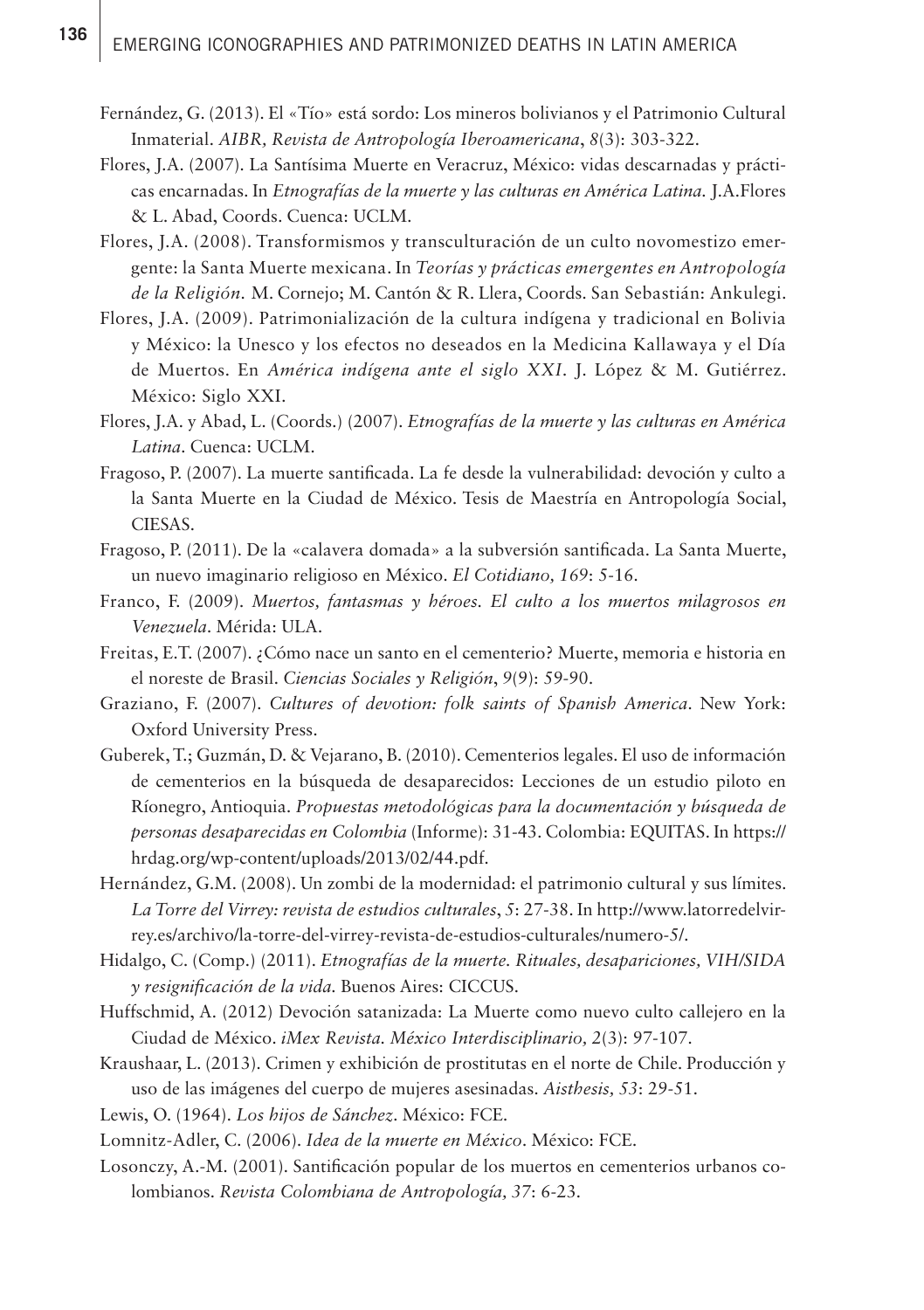Fernández, G. (2013). El «Tío» está sordo: Los mineros bolivianos y el Patrimonio Cultural Inmaterial. *AIBR, Revista de Antropología Iberoamericana*, *8*(3): 303-322.

Flores, J.A. (2007). La Santísima Muerte en Veracruz, México: vidas descarnadas y prácticas encarnadas. In *Etnografías de la muerte y las culturas en América Latina.* J.A.Flores & L. Abad, Coords. Cuenca: UCLM.

Flores, J.A. (2008). Transformismos y transculturación de un culto novomestizo emergente: la Santa Muerte mexicana. In *Teorías y prácticas emergentes en Antropología de la Religión.* M. Cornejo; M. Cantón & R. Llera, Coords. San Sebastián: Ankulegi.

Flores, J.A. (2009). Patrimonialización de la cultura indígena y tradicional en Bolivia y México: la Unesco y los efectos no deseados en la Medicina Kallawaya y el Día de Muertos. En *América indígena ante el siglo XXI*. J. López & M. Gutiérrez. México: Siglo XXI.

Flores, J.A. y Abad, L. (Coords.) (2007). *Etnografías de la muerte y las culturas en América Latina*. Cuenca: UCLM.

Fragoso, P. (2007). La muerte santificada. La fe desde la vulnerabilidad: devoción y culto a la Santa Muerte en la Ciudad de México. Tesis de Maestría en Antropología Social, CIESAS.

Fragoso, P. (2011). De la «calavera domada» a la subversión santificada. La Santa Muerte, un nuevo imaginario religioso en México. *El Cotidiano, 169*: 5-16.

Franco, F. (2009). *Muertos, fantasmas y héroes. El culto a los muertos milagrosos en Venezuela*. Mérida: ULA.

Freitas, E.T. (2007). ¿Cómo nace un santo en el cementerio? Muerte, memoria e historia en el noreste de Brasil. *Ciencias Sociales y Religión*, *9*(9): 59-90.

Graziano, F. (2007). *Cultures of devotion: folk saints of Spanish America*. New York: Oxford University Press.

Guberek, T.; Guzmán, D. & Vejarano, B. (2010). Cementerios legales. El uso de información de cementerios en la búsqueda de desaparecidos: Lecciones de un estudio piloto en Ríonegro, Antioquia. *Propuestas metodológicas para la documentación y búsqueda de personas desaparecidas en Colombia* (Informe): 31-43. Colombia: EQUITAS. In https://hrdag.org/wp-content/uploads/2013/02/44.pdf.

Hernández, G.M. (2008). Un zombi de la modernidad: el patrimonio cultural y sus límites. *La Torre del Virrey: revista de estudios culturales*, *5*: 27-38. In http://www.latorredelvirrey.es/archivo/la-torre-del-virrey-revista-de-estudios-culturales/numero-5/.

Hidalgo, C. (Comp.) (2011). *Etnografías de la muerte. Rituales, desapariciones, VIH/SIDA y resignificación de la vida.* Buenos Aires: CICCUS.

Huffschmid, A. (2012) Devoción satanizada: La Muerte como nuevo culto callejero en la Ciudad de México. *iMex Revista. México Interdisciplinario, 2*(3): 97-107.

Kraushaar, L. (2013). Crimen y exhibición de prostitutas en el norte de Chile. Producción y uso de las imágenes del cuerpo de mujeres asesinadas. *Aisthesis, 53*: 29-51.

Lewis, O. (1964). *Los hijos de Sánchez*. México: FCE.

Lomnitz-Adler, C. (2006). *Idea de la muerte en México*. México: FCE.

Losonczy, A.-M. (2001). Santificación popular de los muertos en cementerios urbanos colombianos. *Revista Colombiana de Antropología, 37*: 6-23.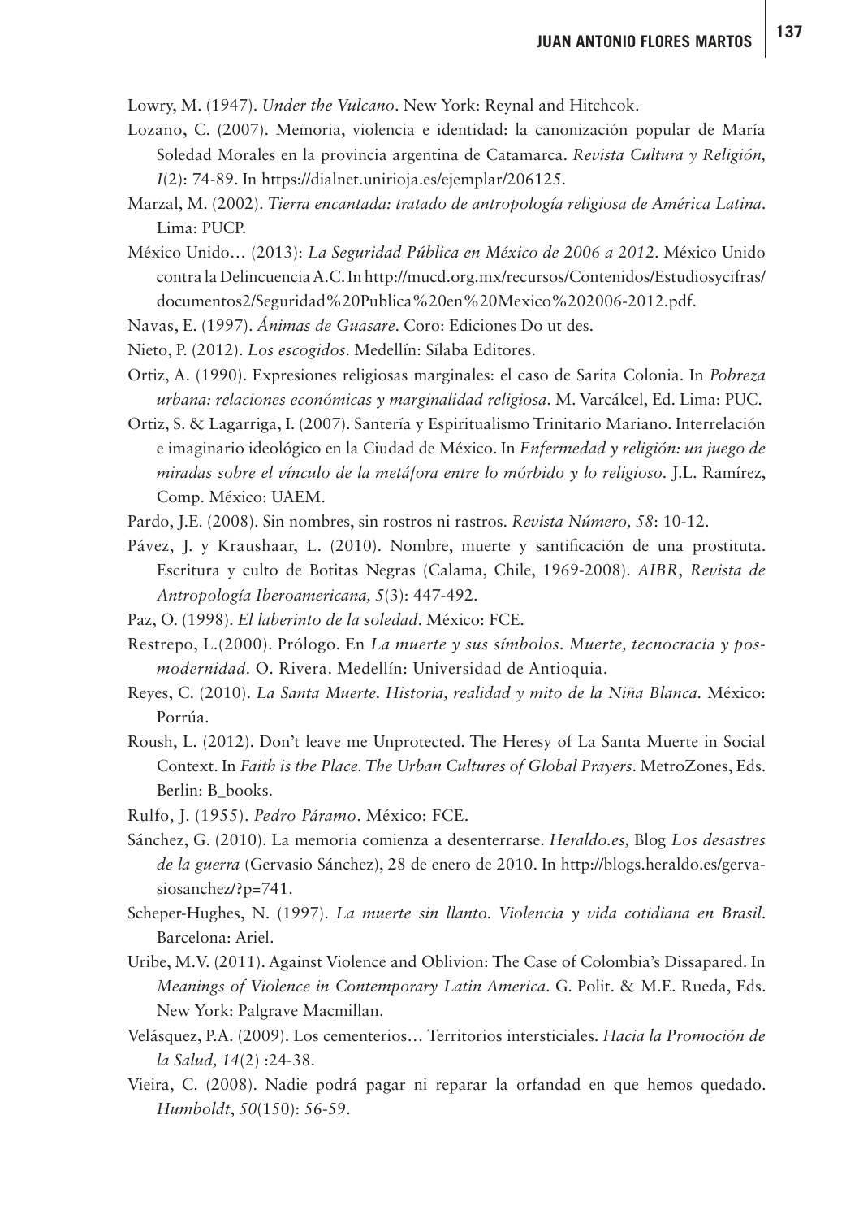Lowry, M. (1947). *Under the Vulcano*. New York: Reynal and Hitchcok.

Lozano, C. (2007). Memoria, violencia e identidad: la canonización popular de María Soledad Morales en la provincia argentina de Catamarca. *Revista Cultura y Religión, I*(2): 74-89. In https://dialnet.unirioja.es/ejemplar/206125.

Marzal, M. (2002). *Tierra encantada: tratado de antropología religiosa de América Latina*. Lima: PUCP.

México Unido… (2013): *La Seguridad Pública en México de 2006 a 2012*. México Unido contra la Delincuencia A.C. In http://mucd.org.mx/recursos/Contenidos/Estudiosycifras/documentos2/Seguridad%20Publica%20en%20Mexico%202006-2012.pdf.

Navas, E. (1997). *Ánimas de Guasare*. Coro: Ediciones Do ut des.

Nieto, P. (2012). *Los escogidos*. Medellín: Sílaba Editores.

Ortiz, A. (1990). Expresiones religiosas marginales: el caso de Sarita Colonia. In *Pobreza urbana: relaciones económicas y marginalidad religiosa*. M. Varcálcel, Ed. Lima: PUC.

Ortiz, S. & Lagarriga, I. (2007). Santería y Espiritualismo Trinitario Mariano. Interrelación e imaginario ideológico en la Ciudad de México. In *Enfermedad y religión: un juego de miradas sobre el vínculo de la metáfora entre lo mórbido y lo religioso*. J.L. Ramírez, Comp. México: UAEM.

Pardo, J.E. (2008). Sin nombres, sin rostros ni rastros. *Revista Número, 58*: 10-12.

Pávez, J. y Kraushaar, L. (2010). Nombre, muerte y santificación de una prostituta. Escritura y culto de Botitas Negras (Calama, Chile, 1969-2008). *AIBR*, *Revista de Antropología Iberoamericana, 5*(3): 447-492.

Paz, O. (1998). *El laberinto de la soledad*. México: FCE.

Restrepo, L.(2000). Prólogo. En *La muerte y sus símbolos. Muerte, tecnocracia y posmodernidad*. O. Rivera. Medellín: Universidad de Antioquia.

Reyes, C. (2010). *La Santa Muerte. Historia, realidad y mito de la Niña Blanca.* México: Porrúa.

Roush, L. (2012). Don't leave me Unprotected. The Heresy of La Santa Muerte in Social Context. In *Faith is the Place. The Urban Cultures of Global Prayers*. MetroZones, Eds. Berlin: B_books.

Rulfo, J. (1955). *Pedro Páramo*. México: FCE.

Sánchez, G. (2010). La memoria comienza a desenterrarse. *Heraldo.es,* Blog *Los desastres de la guerra* (Gervasio Sánchez), 28 de enero de 2010. In http://blogs.heraldo.es/gervasiosanchez/?p=741.

Scheper-Hughes, N. (1997). *La muerte sin llanto. Violencia y vida cotidiana en Brasil*. Barcelona: Ariel.

Uribe, M.V. (2011). Against Violence and Oblivion: The Case of Colombia's Dissapared. In *Meanings of Violence in Contemporary Latin America*. G. Polit. & M.E. Rueda, Eds. New York: Palgrave Macmillan.

Velásquez, P.A. (2009). Los cementerios… Territorios intersticiales. *Hacia la Promoción de la Salud, 14*(2) :24-38.

Vieira, C. (2008). Nadie podrá pagar ni reparar la orfandad en que hemos quedado. *Humboldt*, *50*(150): 56-59.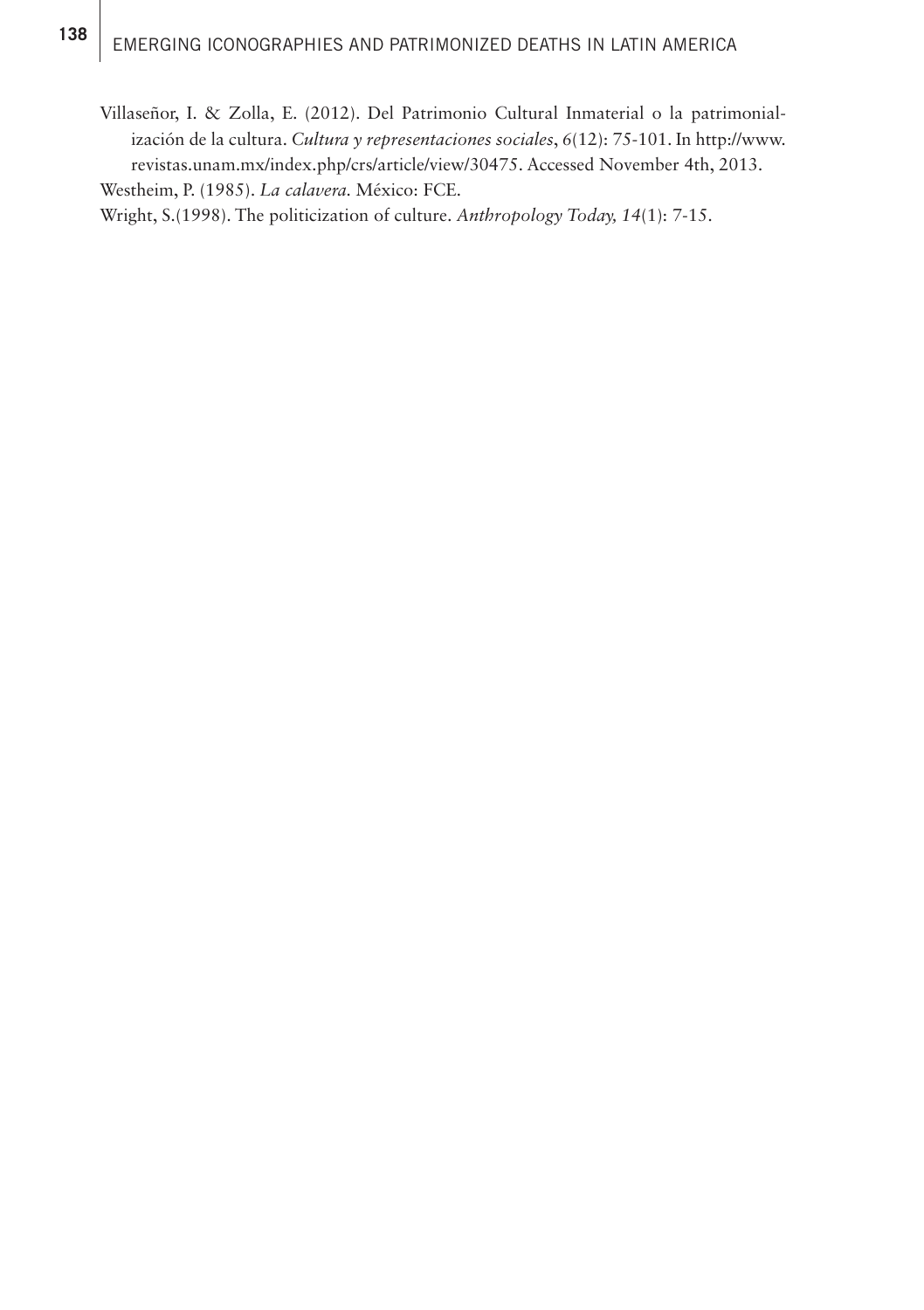Villaseñor, I. & Zolla, E. (2012). Del Patrimonio Cultural Inmaterial o la patrimonialización de la cultura. *Cultura y representaciones sociales*, 6(12): 75-101. In http://www.revistas.unam.mx/index.php/crs/article/view/30475. Accessed November 4th, 2013.

Westheim, P. (1985). *La calavera*. México: FCE.

Wright, S.(1998). The politicization of culture. *Anthropology Today, 14*(1): 7-15.